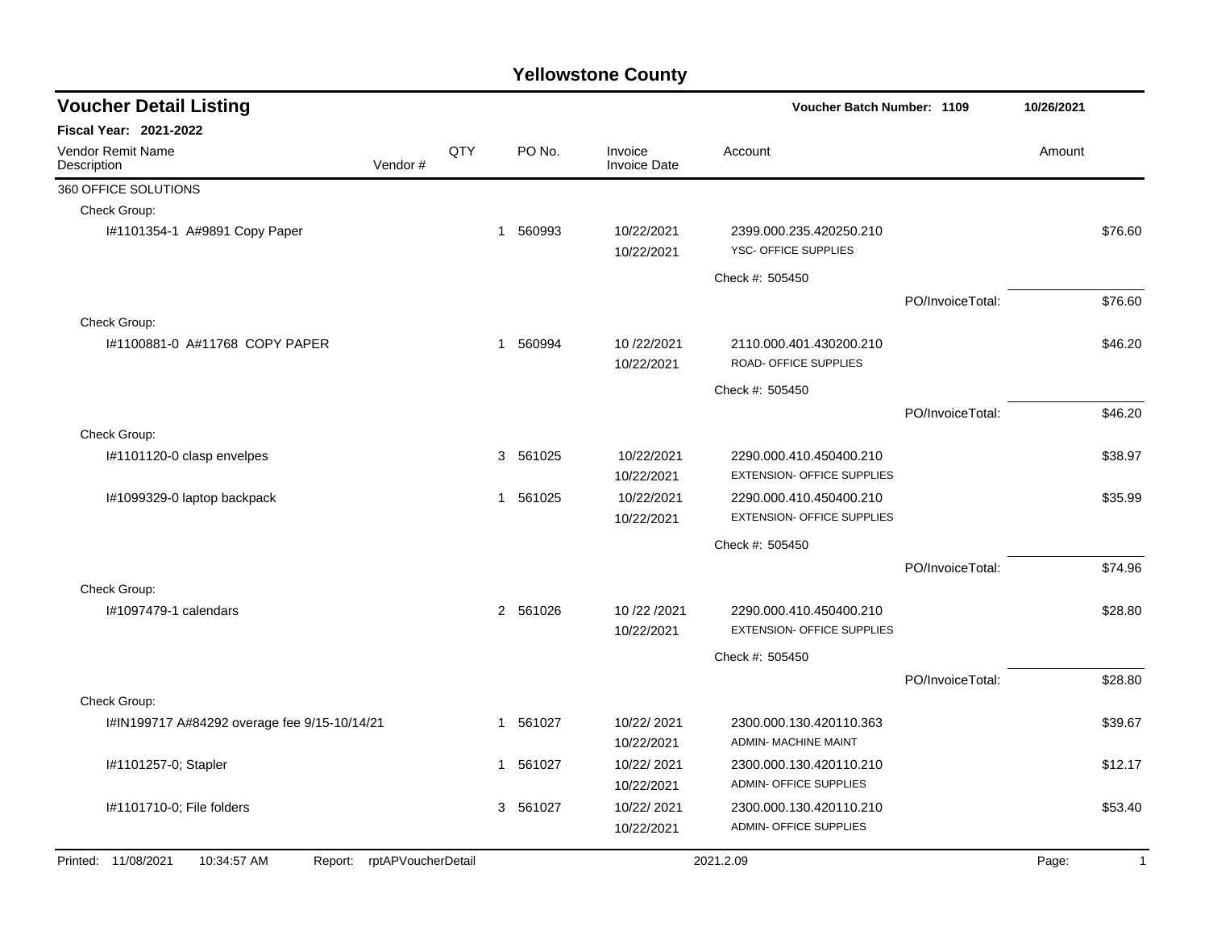# Yellowstone County

## Voucher Detail Listing

**Voucher Batch Number: 1109** 10/26/2021

**Fiscal Year: 2021-2022**

| Vendor Remit Name / Description | Vendor # | QTY | PO No. | Invoice / Invoice Date | Account | | Amount |
|---|---|---|---|---|---|---|---|
| 360 OFFICE SOLUTIONS | | | | | | | |
| Check Group: | | | | | | | |
| I#1101354-1 A#9891 Copy Paper | | 1 | 560993 | 10/22/2021<br>10/22/2021 | 2399.000.235.420250.210<br>YSC- OFFICE SUPPLIES | | $76.60 |
| | | | | | Check #: 505450 | | |
| | | | | | | PO/InvoiceTotal: | $76.60 |
| Check Group: | | | | | | | |
| I#1100881-0 A#11768 COPY PAPER | | 1 | 560994 | 10 /22/2021<br>10/22/2021 | 2110.000.401.430200.210<br>ROAD- OFFICE SUPPLIES | | $46.20 |
| | | | | | Check #: 505450 | | |
| | | | | | | PO/InvoiceTotal: | $46.20 |
| Check Group: | | | | | | | |
| I#1101120-0 clasp envelpes | | 3 | 561025 | 10/22/2021<br>10/22/2021 | 2290.000.410.450400.210<br>EXTENSION- OFFICE SUPPLIES | | $38.97 |
| I#1099329-0 laptop backpack | | 1 | 561025 | 10/22/2021<br>10/22/2021 | 2290.000.410.450400.210<br>EXTENSION- OFFICE SUPPLIES | | $35.99 |
| | | | | | Check #: 505450 | | |
| | | | | | | PO/InvoiceTotal: | $74.96 |
| Check Group: | | | | | | | |
| I#1097479-1 calendars | | 2 | 561026 | 10 /22 /2021<br>10/22/2021 | 2290.000.410.450400.210<br>EXTENSION- OFFICE SUPPLIES | | $28.80 |
| | | | | | Check #: 505450 | | |
| | | | | | | PO/InvoiceTotal: | $28.80 |
| Check Group: | | | | | | | |
| I#IN199717 A#84292 overage fee 9/15-10/14/21 | | 1 | 561027 | 10/22/ 2021<br>10/22/2021 | 2300.000.130.420110.363<br>ADMIN- MACHINE MAINT | | $39.67 |
| I#1101257-0; Stapler | | 1 | 561027 | 10/22/ 2021<br>10/22/2021 | 2300.000.130.420110.210<br>ADMIN- OFFICE SUPPLIES | | $12.17 |
| I#1101710-0; File folders | | 3 | 561027 | 10/22/ 2021<br>10/22/2021 | 2300.000.130.420110.210<br>ADMIN- OFFICE SUPPLIES | | $53.40 |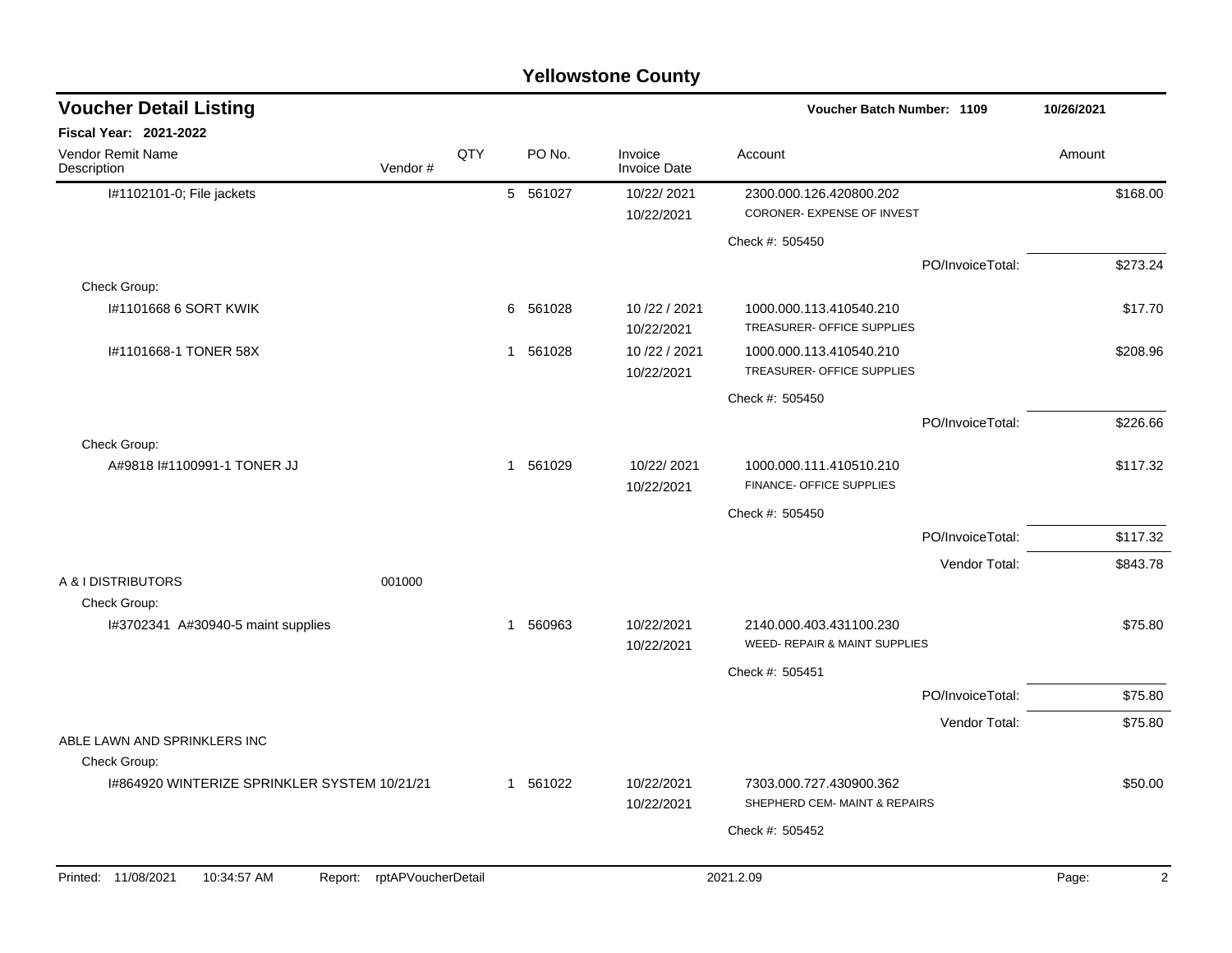# Yellowstone County

## Voucher Detail Listing

**Voucher Batch Number: 1109** — 10/26/2021

**Fiscal Year: 2021-2022**

| Vendor Remit Name / Description | Vendor # | QTY | PO No. | Invoice / Invoice Date | Account | Amount |
|---|---|---|---|---|---|---|
| I#1102101-0; File jackets | | 5 | 561027 | 10/22/ 2021<br>10/22/2021 | 2300.000.126.420800.202<br>CORONER- EXPENSE OF INVEST | $168.00 |
| | | | | | Check #: 505450 | |
| | | | | | PO/InvoiceTotal: | $273.24 |
| Check Group: | | | | | | |
| I#1101668 6 SORT KWIK | | 6 | 561028 | 10 /22 / 2021<br>10/22/2021 | 1000.000.113.410540.210<br>TREASURER- OFFICE SUPPLIES | $17.70 |
| I#1101668-1 TONER 58X | | 1 | 561028 | 10 /22 / 2021<br>10/22/2021 | 1000.000.113.410540.210<br>TREASURER- OFFICE SUPPLIES | $208.96 |
| | | | | | Check #: 505450 | |
| | | | | | PO/InvoiceTotal: | $226.66 |
| Check Group: | | | | | | |
| A#9818 I#1100991-1 TONER JJ | | 1 | 561029 | 10/22/ 2021<br>10/22/2021 | 1000.000.111.410510.210<br>FINANCE- OFFICE SUPPLIES | $117.32 |
| | | | | | Check #: 505450 | |
| | | | | | PO/InvoiceTotal: | $117.32 |
| | | | | | Vendor Total: | $843.78 |
| A & I DISTRIBUTORS | 001000 | | | | | |
| Check Group: | | | | | | |
| I#3702341 A#30940-5 maint supplies | | 1 | 560963 | 10/22/2021<br>10/22/2021 | 2140.000.403.431100.230<br>WEED- REPAIR & MAINT SUPPLIES | $75.80 |
| | | | | | Check #: 505451 | |
| | | | | | PO/InvoiceTotal: | $75.80 |
| | | | | | Vendor Total: | $75.80 |
| ABLE LAWN AND SPRINKLERS INC | | | | | | |
| Check Group: | | | | | | |
| I#864920 WINTERIZE SPRINKLER SYSTEM 10/21/21 | | 1 | 561022 | 10/22/2021<br>10/22/2021 | 7303.000.727.430900.362<br>SHEPHERD CEM- MAINT & REPAIRS | $50.00 |
| | | | | | Check #: 505452 | |

Printed: 11/08/2021 10:34:57 AM Report: rptAPVoucherDetail 2021.2.09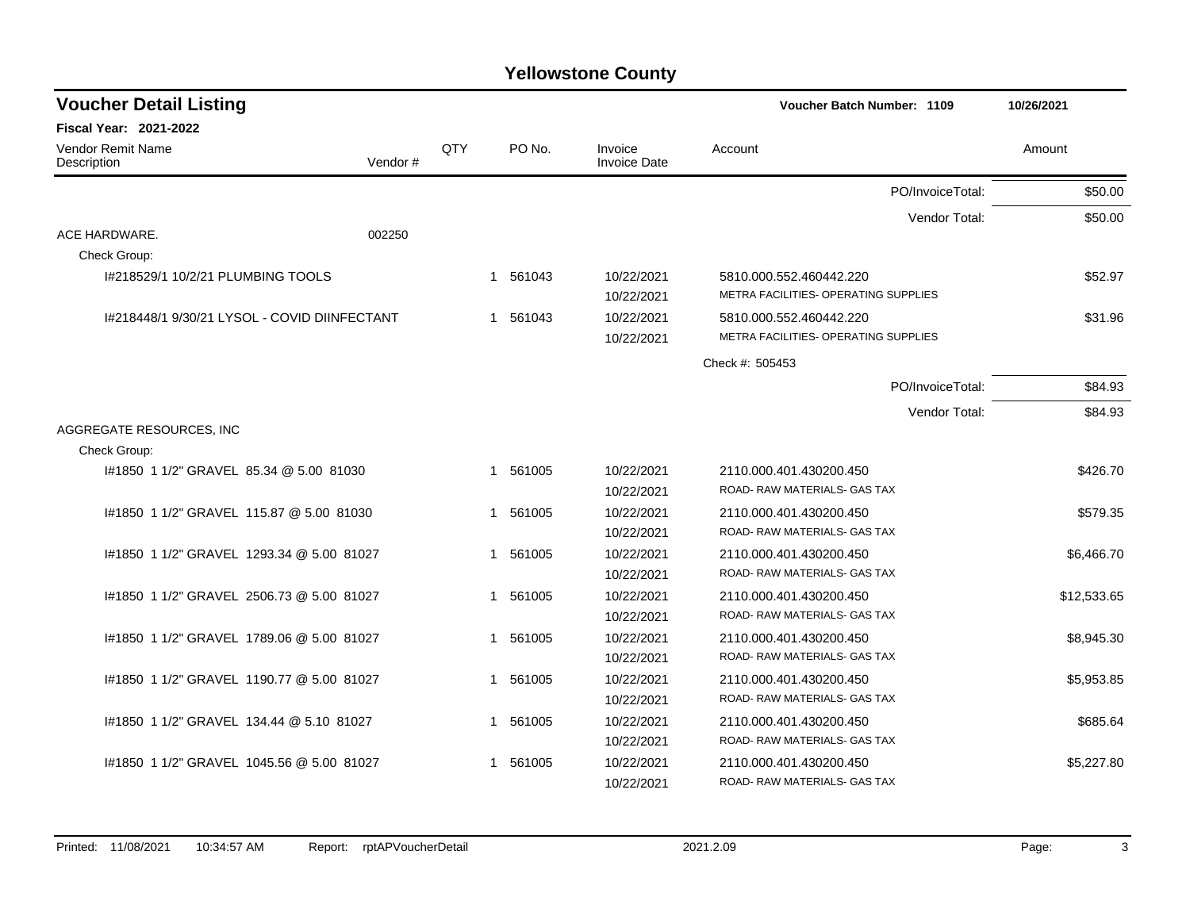# Yellowstone County

## Voucher Detail Listing

**Voucher Batch Number: 1109** — 10/26/2021

**Fiscal Year: 2021-2022**

| Vendor Remit Name / Description | Vendor # | QTY | PO No. | Invoice / Invoice Date | Account | Amount |
|---|---|---|---|---|---|---|
| | | | | | PO/InvoiceTotal: | $50.00 |
| | | | | | Vendor Total: | $50.00 |
| ACE HARDWARE. | 002250 | | | | | |
| Check Group: | | | | | | |
| I#218529/1 10/2/21 PLUMBING TOOLS | | 1 | 561043 | 10/22/2021<br>10/22/2021 | 5810.000.552.460442.220<br>METRA FACILITIES- OPERATING SUPPLIES | $52.97 |
| I#218448/1 9/30/21 LYSOL - COVID DIINFECTANT | | 1 | 561043 | 10/22/2021<br>10/22/2021 | 5810.000.552.460442.220<br>METRA FACILITIES- OPERATING SUPPLIES | $31.96 |
| | | | | | Check #: 505453 | |
| | | | | | PO/InvoiceTotal: | $84.93 |
| | | | | | Vendor Total: | $84.93 |
| AGGREGATE RESOURCES, INC | | | | | | |
| Check Group: | | | | | | |
| I#1850 1 1/2" GRAVEL 85.34 @ 5.00 81030 | | 1 | 561005 | 10/22/2021<br>10/22/2021 | 2110.000.401.430200.450<br>ROAD- RAW MATERIALS- GAS TAX | $426.70 |
| I#1850 1 1/2" GRAVEL 115.87 @ 5.00 81030 | | 1 | 561005 | 10/22/2021<br>10/22/2021 | 2110.000.401.430200.450<br>ROAD- RAW MATERIALS- GAS TAX | $579.35 |
| I#1850 1 1/2" GRAVEL 1293.34 @ 5.00 81027 | | 1 | 561005 | 10/22/2021<br>10/22/2021 | 2110.000.401.430200.450<br>ROAD- RAW MATERIALS- GAS TAX | $6,466.70 |
| I#1850 1 1/2" GRAVEL 2506.73 @ 5.00 81027 | | 1 | 561005 | 10/22/2021<br>10/22/2021 | 2110.000.401.430200.450<br>ROAD- RAW MATERIALS- GAS TAX | $12,533.65 |
| I#1850 1 1/2" GRAVEL 1789.06 @ 5.00 81027 | | 1 | 561005 | 10/22/2021<br>10/22/2021 | 2110.000.401.430200.450<br>ROAD- RAW MATERIALS- GAS TAX | $8,945.30 |
| I#1850 1 1/2" GRAVEL 1190.77 @ 5.00 81027 | | 1 | 561005 | 10/22/2021<br>10/22/2021 | 2110.000.401.430200.450<br>ROAD- RAW MATERIALS- GAS TAX | $5,953.85 |
| I#1850 1 1/2" GRAVEL 134.44 @ 5.10 81027 | | 1 | 561005 | 10/22/2021<br>10/22/2021 | 2110.000.401.430200.450<br>ROAD- RAW MATERIALS- GAS TAX | $685.64 |
| I#1850 1 1/2" GRAVEL 1045.56 @ 5.00 81027 | | 1 | 561005 | 10/22/2021<br>10/22/2021 | 2110.000.401.430200.450<br>ROAD- RAW MATERIALS- GAS TAX | $5,227.80 |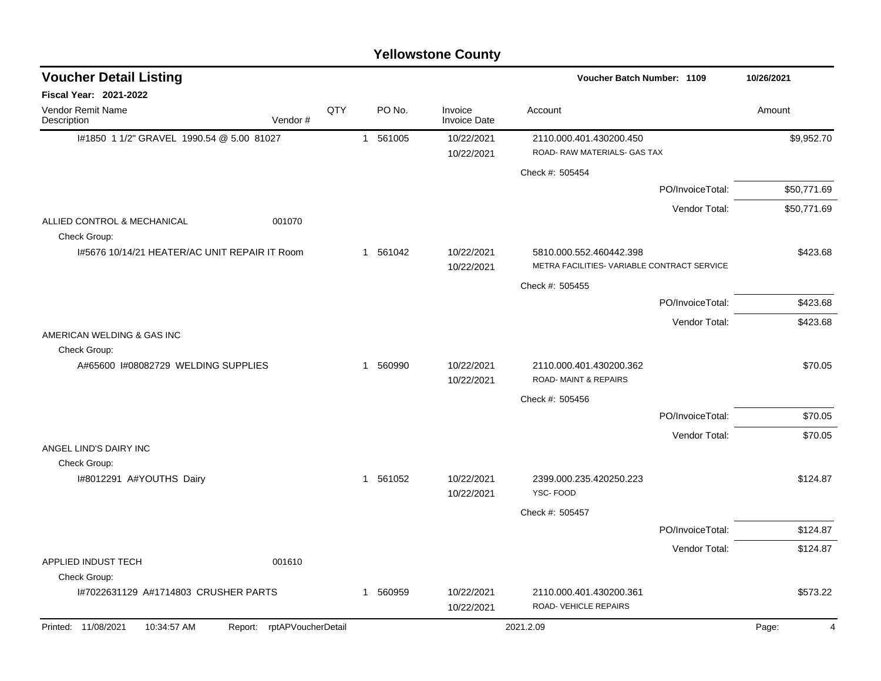# Yellowstone County

## Voucher Detail Listing

**Voucher Batch Number: 1109** — 10/26/2021

**Fiscal Year: 2021-2022**

| Vendor Remit Name / Description | Vendor # | QTY | PO No. | Invoice / Invoice Date | Account | Amount |
|---|---|---|---|---|---|---|
| I#1850 1 1/2" GRAVEL 1990.54 @ 5.00 81027 | | 1 | 561005 | 10/22/2021<br>10/22/2021 | 2110.000.401.430200.450<br>ROAD- RAW MATERIALS- GAS TAX | $9,952.70 |
| | | | | | Check #: 505454 | |
| | | | | | PO/InvoiceTotal: | $50,771.69 |
| | | | | | Vendor Total: | $50,771.69 |
| ALLIED CONTROL & MECHANICAL | 001070 | | | | | |
| Check Group: | | | | | | |
| I#5676 10/14/21 HEATER/AC UNIT REPAIR IT Room | | 1 | 561042 | 10/22/2021<br>10/22/2021 | 5810.000.552.460442.398<br>METRA FACILITIES- VARIABLE CONTRACT SERVICE | $423.68 |
| | | | | | Check #: 505455 | |
| | | | | | PO/InvoiceTotal: | $423.68 |
| | | | | | Vendor Total: | $423.68 |
| AMERICAN WELDING & GAS INC | | | | | | |
| Check Group: | | | | | | |
| A#65600 I#08082729 WELDING SUPPLIES | | 1 | 560990 | 10/22/2021<br>10/22/2021 | 2110.000.401.430200.362<br>ROAD- MAINT & REPAIRS | $70.05 |
| | | | | | Check #: 505456 | |
| | | | | | PO/InvoiceTotal: | $70.05 |
| | | | | | Vendor Total: | $70.05 |
| ANGEL LIND'S DAIRY INC | | | | | | |
| Check Group: | | | | | | |
| I#8012291 A#YOUTHS Dairy | | 1 | 561052 | 10/22/2021<br>10/22/2021 | 2399.000.235.420250.223<br>YSC- FOOD | $124.87 |
| | | | | | Check #: 505457 | |
| | | | | | PO/InvoiceTotal: | $124.87 |
| | | | | | Vendor Total: | $124.87 |
| APPLIED INDUST TECH | 001610 | | | | | |
| Check Group: | | | | | | |
| I#7022631129 A#1714803 CRUSHER PARTS | | 1 | 560959 | 10/22/2021<br>10/22/2021 | 2110.000.401.430200.361<br>ROAD- VEHICLE REPAIRS | $573.22 |

Printed: 11/08/2021 10:34:57 AM Report: rptAPVoucherDetail 2021.2.09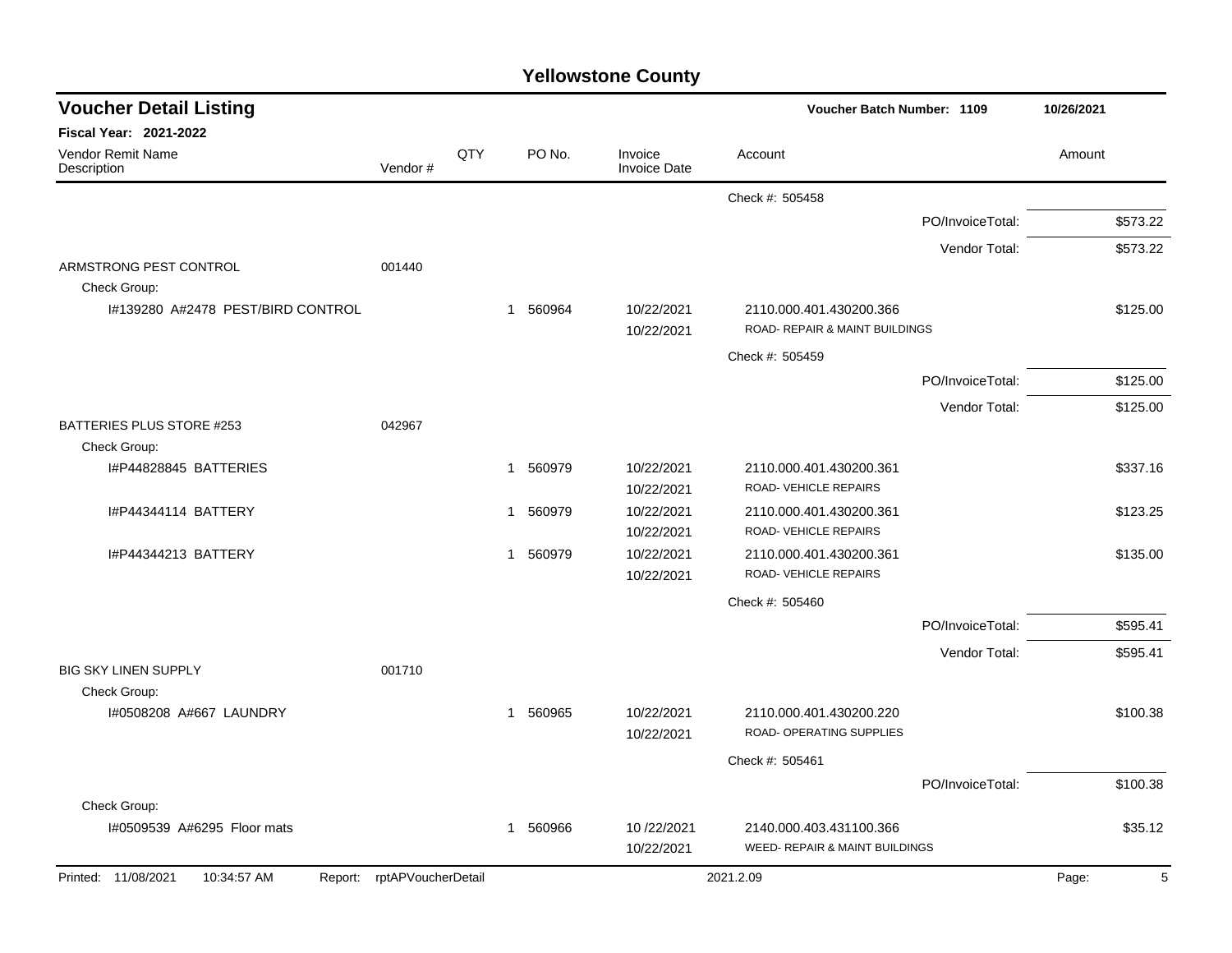# Yellowstone County

## Voucher Detail Listing

**Voucher Batch Number: 1109** — 10/26/2021

**Fiscal Year: 2021-2022**

| Vendor Remit Name / Description | Vendor # | QTY | PO No. | Invoice / Invoice Date | Account | Amount |
|---|---|---|---|---|---|---|
| | | | | | Check #: 505458 | |
| | | | | | PO/InvoiceTotal: | $573.22 |
| | | | | | Vendor Total: | $573.22 |
| ARMSTRONG PEST CONTROL | 001440 | | | | | |
| Check Group: | | | | | | |
| I#139280 A#2478 PEST/BIRD CONTROL | | 1 | 560964 | 10/22/2021<br>10/22/2021 | 2110.000.401.430200.366<br>ROAD- REPAIR & MAINT BUILDINGS | $125.00 |
| | | | | | Check #: 505459 | |
| | | | | | PO/InvoiceTotal: | $125.00 |
| | | | | | Vendor Total: | $125.00 |
| BATTERIES PLUS STORE #253 | 042967 | | | | | |
| Check Group: | | | | | | |
| I#P44828845 BATTERIES | | 1 | 560979 | 10/22/2021<br>10/22/2021 | 2110.000.401.430200.361<br>ROAD- VEHICLE REPAIRS | $337.16 |
| I#P44344114 BATTERY | | 1 | 560979 | 10/22/2021<br>10/22/2021 | 2110.000.401.430200.361<br>ROAD- VEHICLE REPAIRS | $123.25 |
| I#P44344213 BATTERY | | 1 | 560979 | 10/22/2021<br>10/22/2021 | 2110.000.401.430200.361<br>ROAD- VEHICLE REPAIRS | $135.00 |
| | | | | | Check #: 505460 | |
| | | | | | PO/InvoiceTotal: | $595.41 |
| | | | | | Vendor Total: | $595.41 |
| BIG SKY LINEN SUPPLY | 001710 | | | | | |
| Check Group: | | | | | | |
| I#0508208 A#667 LAUNDRY | | 1 | 560965 | 10/22/2021<br>10/22/2021 | 2110.000.401.430200.220<br>ROAD- OPERATING SUPPLIES | $100.38 |
| | | | | | Check #: 505461 | |
| | | | | | PO/InvoiceTotal: | $100.38 |
| Check Group: | | | | | | |
| I#0509539 A#6295 Floor mats | | 1 | 560966 | 10 /22/2021<br>10/22/2021 | 2140.000.403.431100.366<br>WEED- REPAIR & MAINT BUILDINGS | $35.12 |

Printed: 11/08/2021 10:34:57 AM Report: rptAPVoucherDetail 2021.2.09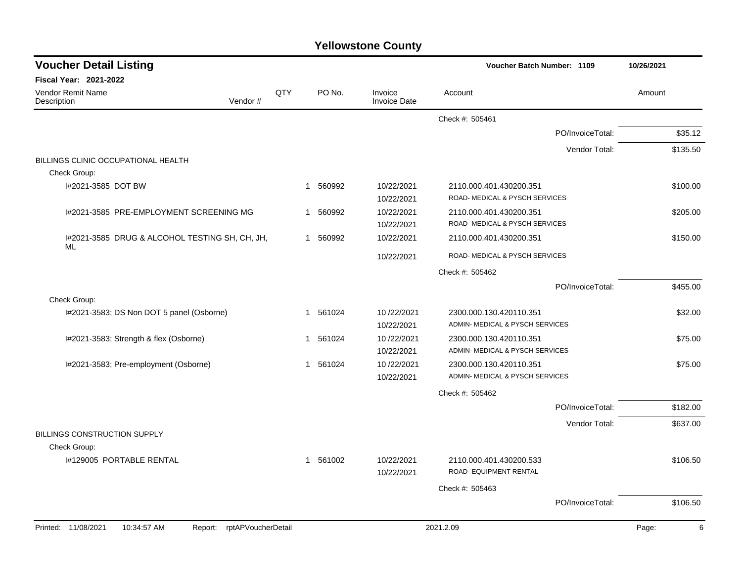# Yellowstone County

## Voucher Detail Listing

**Voucher Batch Number: 1109** — 10/26/2021

**Fiscal Year: 2021-2022**

| Vendor Remit Name / Description | Vendor # | QTY | PO No. | Invoice / Invoice Date | Account | Amount |
|---|---|---|---|---|---|---|
| | | | | | Check #: 505461 | |
| | | | | | PO/InvoiceTotal: | $35.12 |
| | | | | | Vendor Total: | $135.50 |
| BILLINGS CLINIC OCCUPATIONAL HEALTH | | | | | | |
| Check Group: | | | | | | |
| I#2021-3585 DOT BW | | 1 | 560992 | 10/22/2021 | 2110.000.401.430200.351 | $100.00 |
| | | | | 10/22/2021 | ROAD- MEDICAL & PYSCH SERVICES | |
| I#2021-3585 PRE-EMPLOYMENT SCREENING MG | | 1 | 560992 | 10/22/2021 | 2110.000.401.430200.351 | $205.00 |
| | | | | 10/22/2021 | ROAD- MEDICAL & PYSCH SERVICES | |
| I#2021-3585 DRUG & ALCOHOL TESTING SH, CH, JH, ML | | 1 | 560992 | 10/22/2021 | 2110.000.401.430200.351 | $150.00 |
| | | | | 10/22/2021 | ROAD- MEDICAL & PYSCH SERVICES | |
| | | | | | Check #: 505462 | |
| | | | | | PO/InvoiceTotal: | $455.00 |
| Check Group: | | | | | | |
| I#2021-3583; DS Non DOT 5 panel (Osborne) | | 1 | 561024 | 10 /22/2021 | 2300.000.130.420110.351 | $32.00 |
| | | | | 10/22/2021 | ADMIN- MEDICAL & PYSCH SERVICES | |
| I#2021-3583; Strength & flex (Osborne) | | 1 | 561024 | 10 /22/2021 | 2300.000.130.420110.351 | $75.00 |
| | | | | 10/22/2021 | ADMIN- MEDICAL & PYSCH SERVICES | |
| I#2021-3583; Pre-employment (Osborne) | | 1 | 561024 | 10 /22/2021 | 2300.000.130.420110.351 | $75.00 |
| | | | | 10/22/2021 | ADMIN- MEDICAL & PYSCH SERVICES | |
| | | | | | Check #: 505462 | |
| | | | | | PO/InvoiceTotal: | $182.00 |
| | | | | | Vendor Total: | $637.00 |
| BILLINGS CONSTRUCTION SUPPLY | | | | | | |
| Check Group: | | | | | | |
| I#129005 PORTABLE RENTAL | | 1 | 561002 | 10/22/2021 | 2110.000.401.430200.533 | $106.50 |
| | | | | 10/22/2021 | ROAD- EQUIPMENT RENTAL | |
| | | | | | Check #: 505463 | |
| | | | | | PO/InvoiceTotal: | $106.50 |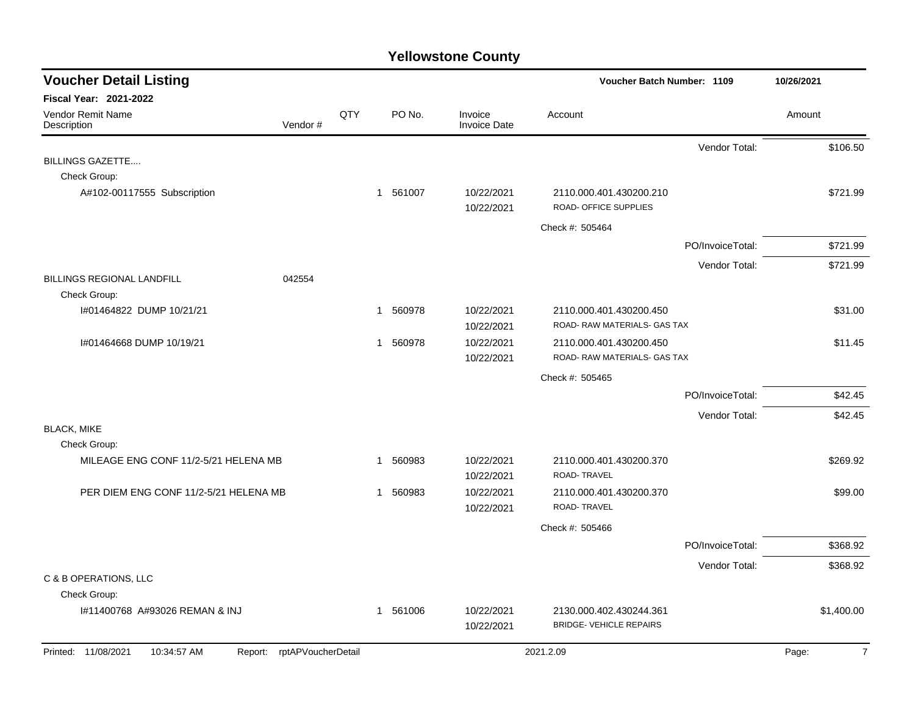# Yellowstone County

## Voucher Detail Listing

Voucher Batch Number: 1109 — 10/26/2021

**Fiscal Year: 2021-2022**

| Vendor Remit Name / Description | Vendor # | QTY | PO No. | Invoice / Invoice Date | Account | Amount |
|---|---|---|---|---|---|---|
| | | | | | Vendor Total: | $106.50 |
| BILLINGS GAZETTE.... | | | | | | |
| Check Group: | | | | | | |
| A#102-00117555 Subscription | | 1 | 561007 | 10/22/2021 / 10/22/2021 | 2110.000.401.430200.210 ROAD- OFFICE SUPPLIES | $721.99 |
| | | | | | Check #: 505464 | |
| | | | | | PO/InvoiceTotal: | $721.99 |
| | | | | | Vendor Total: | $721.99 |
| BILLINGS REGIONAL LANDFILL | 042554 | | | | | |
| Check Group: | | | | | | |
| I#01464822 DUMP 10/21/21 | | 1 | 560978 | 10/22/2021 / 10/22/2021 | 2110.000.401.430200.450 ROAD- RAW MATERIALS- GAS TAX | $31.00 |
| I#01464668 DUMP 10/19/21 | | 1 | 560978 | 10/22/2021 / 10/22/2021 | 2110.000.401.430200.450 ROAD- RAW MATERIALS- GAS TAX | $11.45 |
| | | | | | Check #: 505465 | |
| | | | | | PO/InvoiceTotal: | $42.45 |
| | | | | | Vendor Total: | $42.45 |
| BLACK, MIKE | | | | | | |
| Check Group: | | | | | | |
| MILEAGE ENG CONF 11/2-5/21 HELENA MB | | 1 | 560983 | 10/22/2021 / 10/22/2021 | 2110.000.401.430200.370 ROAD- TRAVEL | $269.92 |
| PER DIEM ENG CONF 11/2-5/21 HELENA MB | | 1 | 560983 | 10/22/2021 / 10/22/2021 | 2110.000.401.430200.370 ROAD- TRAVEL | $99.00 |
| | | | | | Check #: 505466 | |
| | | | | | PO/InvoiceTotal: | $368.92 |
| | | | | | Vendor Total: | $368.92 |
| C & B OPERATIONS, LLC | | | | | | |
| Check Group: | | | | | | |
| I#11400768 A#93026 REMAN & INJ | | 1 | 561006 | 10/22/2021 / 10/22/2021 | 2130.000.402.430244.361 BRIDGE- VEHICLE REPAIRS | $1,400.00 |

Printed: 11/08/2021 10:34:57 AM Report: rptAPVoucherDetail 2021.2.09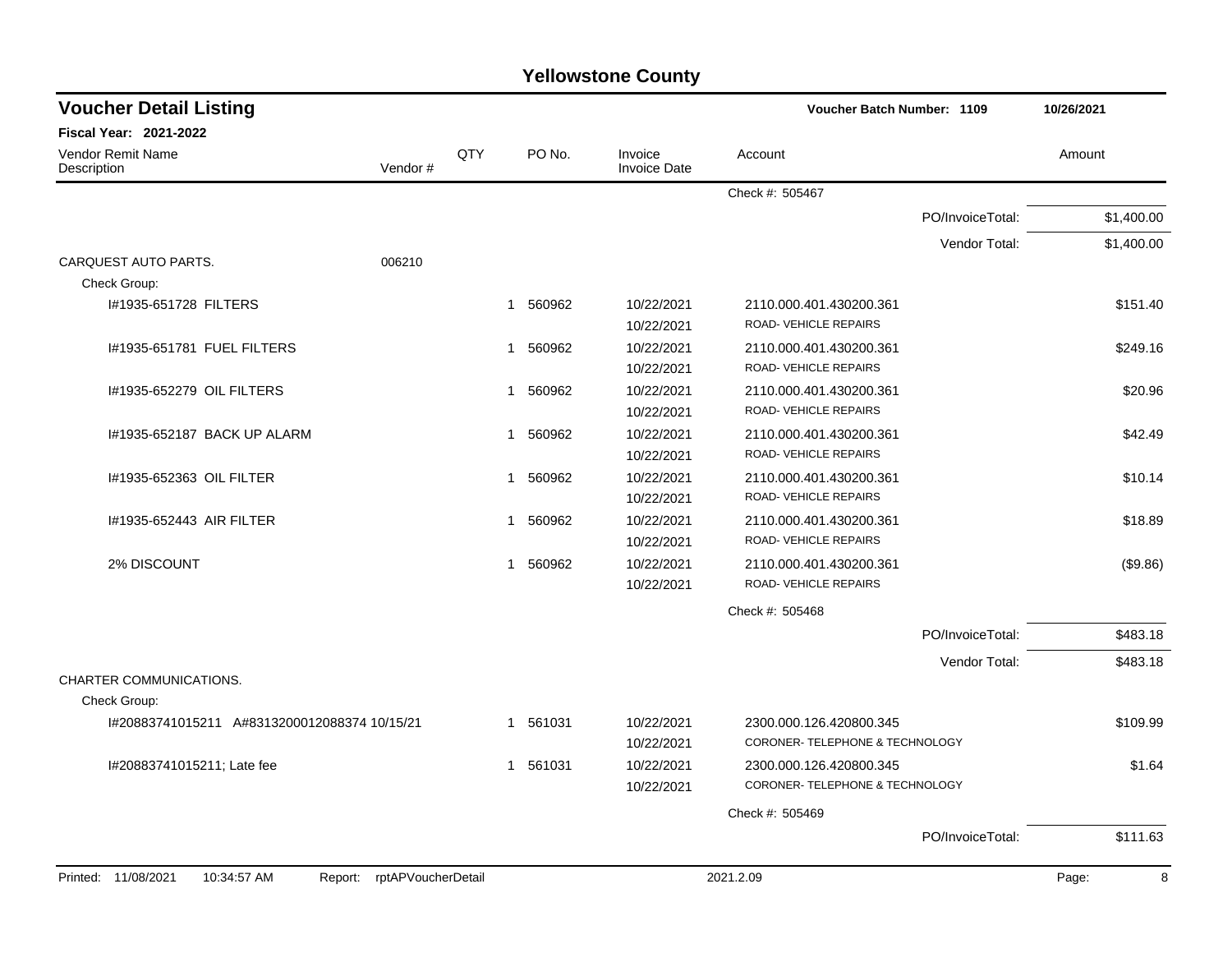# Yellowstone County

## Voucher Detail Listing

**Voucher Batch Number: 1109** — 10/26/2021

**Fiscal Year: 2021-2022**

| Vendor Remit Name / Description | Vendor # | QTY | PO No. | Invoice / Invoice Date | Account | Amount |
|---|---|---|---|---|---|---|
| | | | | | Check #: 505467 | |
| | | | | | PO/InvoiceTotal: | $1,400.00 |
| | | | | | Vendor Total: | $1,400.00 |
| CARQUEST AUTO PARTS. | 006210 | | | | | |
| Check Group: | | | | | | |
| I#1935-651728 FILTERS | | 1 | 560962 | 10/22/2021 10/22/2021 | 2110.000.401.430200.361 ROAD- VEHICLE REPAIRS | $151.40 |
| I#1935-651781 FUEL FILTERS | | 1 | 560962 | 10/22/2021 10/22/2021 | 2110.000.401.430200.361 ROAD- VEHICLE REPAIRS | $249.16 |
| I#1935-652279 OIL FILTERS | | 1 | 560962 | 10/22/2021 10/22/2021 | 2110.000.401.430200.361 ROAD- VEHICLE REPAIRS | $20.96 |
| I#1935-652187 BACK UP ALARM | | 1 | 560962 | 10/22/2021 10/22/2021 | 2110.000.401.430200.361 ROAD- VEHICLE REPAIRS | $42.49 |
| I#1935-652363 OIL FILTER | | 1 | 560962 | 10/22/2021 10/22/2021 | 2110.000.401.430200.361 ROAD- VEHICLE REPAIRS | $10.14 |
| I#1935-652443 AIR FILTER | | 1 | 560962 | 10/22/2021 10/22/2021 | 2110.000.401.430200.361 ROAD- VEHICLE REPAIRS | $18.89 |
| 2% DISCOUNT | | 1 | 560962 | 10/22/2021 10/22/2021 | 2110.000.401.430200.361 ROAD- VEHICLE REPAIRS | ($9.86) |
| | | | | | Check #: 505468 | |
| | | | | | PO/InvoiceTotal: | $483.18 |
| | | | | | Vendor Total: | $483.18 |
| CHARTER COMMUNICATIONS. | | | | | | |
| Check Group: | | | | | | |
| I#20883741015211 A#8313200012088374 10/15/21 | | 1 | 561031 | 10/22/2021 10/22/2021 | 2300.000.126.420800.345 CORONER- TELEPHONE & TECHNOLOGY | $109.99 |
| I#20883741015211; Late fee | | 1 | 561031 | 10/22/2021 10/22/2021 | 2300.000.126.420800.345 CORONER- TELEPHONE & TECHNOLOGY | $1.64 |
| | | | | | Check #: 505469 | |
| | | | | | PO/InvoiceTotal: | $111.63 |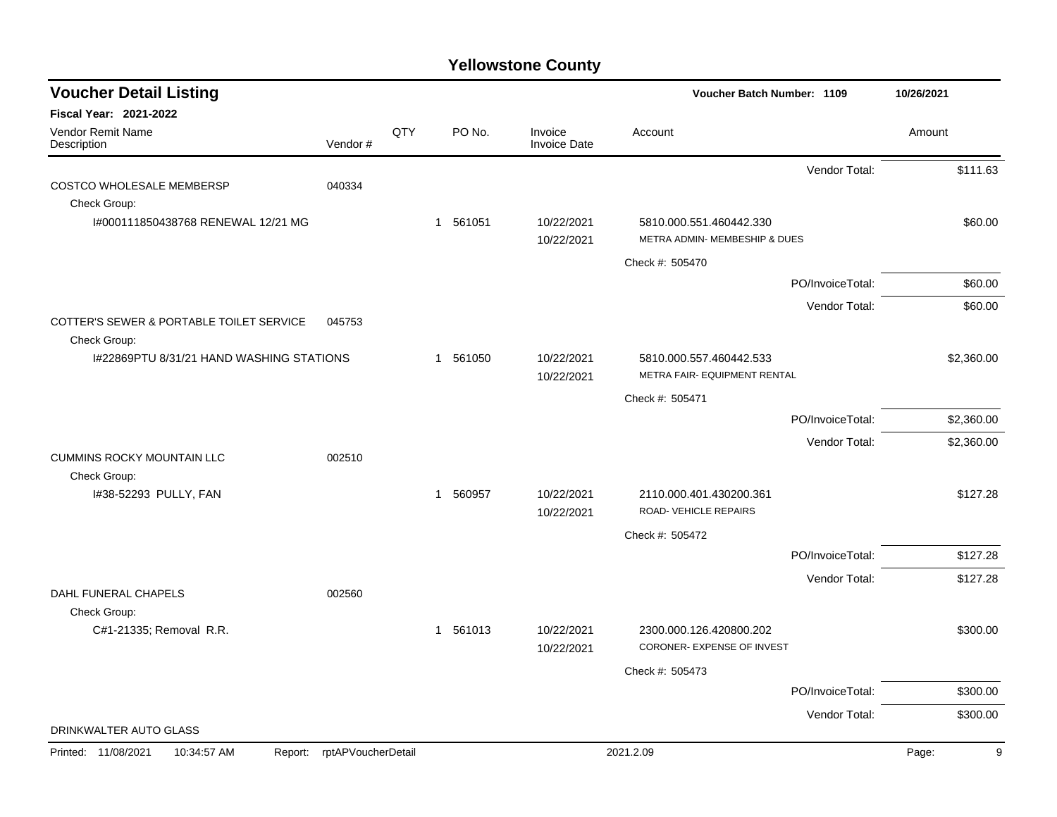# Yellowstone County

## Voucher Detail Listing

**Voucher Batch Number: 1109** — 10/26/2021

**Fiscal Year: 2021-2022**

| Vendor Remit Name / Description | Vendor # | QTY | PO No. | Invoice / Invoice Date | Account | Amount |
|---|---|---|---|---|---|---|
| | | | | | Vendor Total: | $111.63 |
| COSTCO WHOLESALE MEMBERSP | 040334 | | | | | |
| Check Group: | | | | | | |
| I#000111850438768 RENEWAL 12/21 MG | | 1 | 561051 | 10/22/2021<br>10/22/2021 | 5810.000.551.460442.330<br>METRA ADMIN- MEMBESHIP & DUES | $60.00 |
| | | | | | Check #: 505470 | |
| | | | | | PO/InvoiceTotal: | $60.00 |
| | | | | | Vendor Total: | $60.00 |
| COTTER'S SEWER & PORTABLE TOILET SERVICE | 045753 | | | | | |
| Check Group: | | | | | | |
| I#22869PTU 8/31/21 HAND WASHING STATIONS | | 1 | 561050 | 10/22/2021<br>10/22/2021 | 5810.000.557.460442.533<br>METRA FAIR- EQUIPMENT RENTAL | $2,360.00 |
| | | | | | Check #: 505471 | |
| | | | | | PO/InvoiceTotal: | $2,360.00 |
| | | | | | Vendor Total: | $2,360.00 |
| CUMMINS ROCKY MOUNTAIN LLC | 002510 | | | | | |
| Check Group: | | | | | | |
| I#38-52293 PULLY, FAN | | 1 | 560957 | 10/22/2021<br>10/22/2021 | 2110.000.401.430200.361<br>ROAD- VEHICLE REPAIRS | $127.28 |
| | | | | | Check #: 505472 | |
| | | | | | PO/InvoiceTotal: | $127.28 |
| | | | | | Vendor Total: | $127.28 |
| DAHL FUNERAL CHAPELS | 002560 | | | | | |
| Check Group: | | | | | | |
| C#1-21335; Removal R.R. | | 1 | 561013 | 10/22/2021<br>10/22/2021 | 2300.000.126.420800.202<br>CORONER- EXPENSE OF INVEST | $300.00 |
| | | | | | Check #: 505473 | |
| | | | | | PO/InvoiceTotal: | $300.00 |
| | | | | | Vendor Total: | $300.00 |
| DRINKWALTER AUTO GLASS | | | | | | |

Printed: 11/08/2021 10:34:57 AM Report: rptAPVoucherDetail 2021.2.09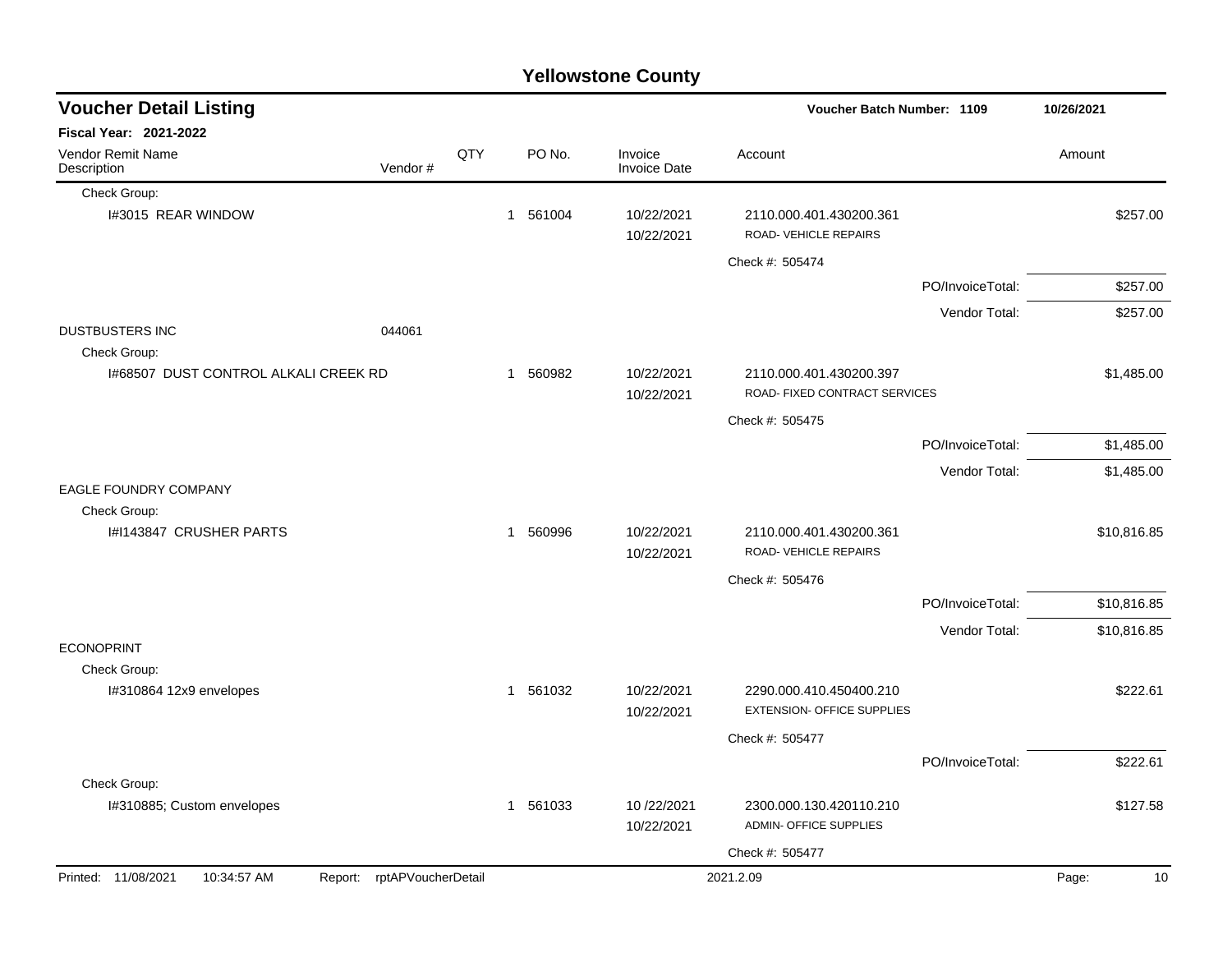# Yellowstone County

## Voucher Detail Listing

**Voucher Batch Number: 1109** — 10/26/2021

**Fiscal Year: 2021-2022**

| Vendor Remit Name / Description | Vendor # | QTY | PO No. | Invoice / Invoice Date | Account | Amount |
|---|---|---|---|---|---|---|
| Check Group: | | | | | | |
| I#3015 REAR WINDOW | | 1 | 561004 | 10/22/2021<br>10/22/2021 | 2110.000.401.430200.361<br>ROAD- VEHICLE REPAIRS | $257.00 |
| | | | | | Check #: 505474 | |
| | | | | | PO/InvoiceTotal: | $257.00 |
| | | | | | Vendor Total: | $257.00 |
| DUSTBUSTERS INC | 044061 | | | | | |
| Check Group: | | | | | | |
| I#68507 DUST CONTROL ALKALI CREEK RD | | 1 | 560982 | 10/22/2021<br>10/22/2021 | 2110.000.401.430200.397<br>ROAD- FIXED CONTRACT SERVICES | $1,485.00 |
| | | | | | Check #: 505475 | |
| | | | | | PO/InvoiceTotal: | $1,485.00 |
| | | | | | Vendor Total: | $1,485.00 |
| EAGLE FOUNDRY COMPANY | | | | | | |
| Check Group: | | | | | | |
| I#I143847 CRUSHER PARTS | | 1 | 560996 | 10/22/2021<br>10/22/2021 | 2110.000.401.430200.361<br>ROAD- VEHICLE REPAIRS | $10,816.85 |
| | | | | | Check #: 505476 | |
| | | | | | PO/InvoiceTotal: | $10,816.85 |
| | | | | | Vendor Total: | $10,816.85 |
| ECONOPRINT | | | | | | |
| Check Group: | | | | | | |
| I#310864 12x9 envelopes | | 1 | 561032 | 10/22/2021<br>10/22/2021 | 2290.000.410.450400.210<br>EXTENSION- OFFICE SUPPLIES | $222.61 |
| | | | | | Check #: 505477 | |
| | | | | | PO/InvoiceTotal: | $222.61 |
| Check Group: | | | | | | |
| I#310885; Custom envelopes | | 1 | 561033 | 10 /22/2021<br>10/22/2021 | 2300.000.130.420110.210<br>ADMIN- OFFICE SUPPLIES | $127.58 |
| | | | | | Check #: 505477 | |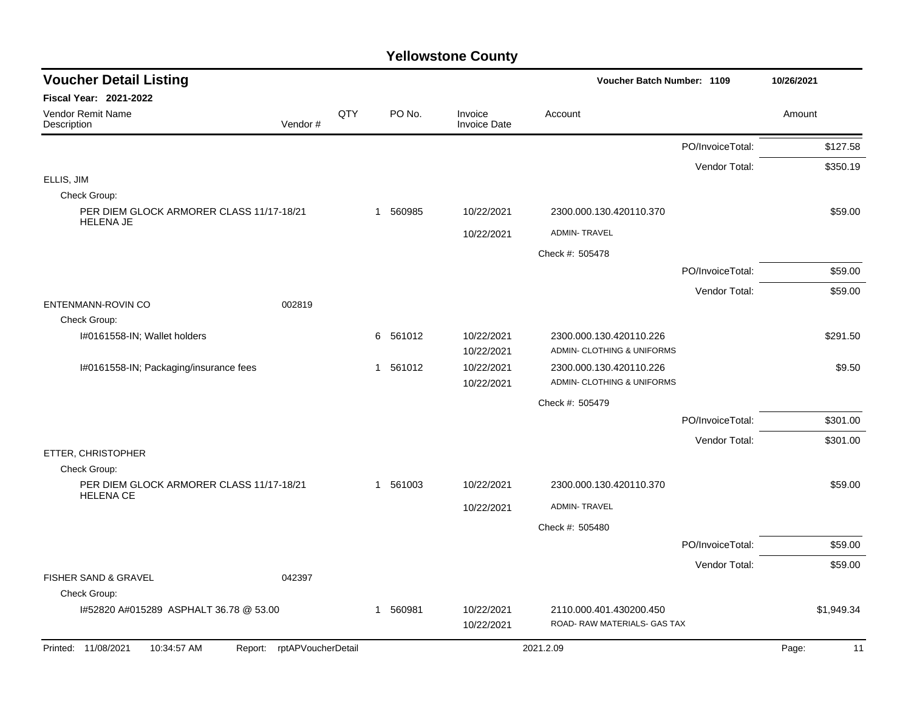# Yellowstone County

## Voucher Detail Listing

Voucher Batch Number: 1109 — 10/26/2021

**Fiscal Year: 2021-2022**

| Vendor Remit Name / Description | Vendor # | QTY | PO No. | Invoice / Invoice Date | Account | Amount |
|---|---|---|---|---|---|---|
| | | | | | PO/InvoiceTotal: | $127.58 |
| | | | | | Vendor Total: | $350.19 |
| ELLIS, JIM | | | | | | |
| Check Group: | | | | | | |
| PER DIEM GLOCK ARMORER CLASS 11/17-18/21 HELENA JE | | 1 | 560985 | 10/22/2021 | 2300.000.130.420110.370 | $59.00 |
| | | | | 10/22/2021 | ADMIN- TRAVEL | |
| | | | | | Check #: 505478 | |
| | | | | | PO/InvoiceTotal: | $59.00 |
| | | | | | Vendor Total: | $59.00 |
| ENTENMANN-ROVIN CO | 002819 | | | | | |
| Check Group: | | | | | | |
| I#0161558-IN; Wallet holders | | 6 | 561012 | 10/22/2021 | 2300.000.130.420110.226 | $291.50 |
| | | | | 10/22/2021 | ADMIN- CLOTHING & UNIFORMS | |
| I#0161558-IN; Packaging/insurance fees | | 1 | 561012 | 10/22/2021 | 2300.000.130.420110.226 | $9.50 |
| | | | | 10/22/2021 | ADMIN- CLOTHING & UNIFORMS | |
| | | | | | Check #: 505479 | |
| | | | | | PO/InvoiceTotal: | $301.00 |
| | | | | | Vendor Total: | $301.00 |
| ETTER, CHRISTOPHER | | | | | | |
| Check Group: | | | | | | |
| PER DIEM GLOCK ARMORER CLASS 11/17-18/21 HELENA CE | | 1 | 561003 | 10/22/2021 | 2300.000.130.420110.370 | $59.00 |
| | | | | 10/22/2021 | ADMIN- TRAVEL | |
| | | | | | Check #: 505480 | |
| | | | | | PO/InvoiceTotal: | $59.00 |
| | | | | | Vendor Total: | $59.00 |
| FISHER SAND & GRAVEL | 042397 | | | | | |
| Check Group: | | | | | | |
| I#52820 A#015289 ASPHALT 36.78 @ 53.00 | | 1 | 560981 | 10/22/2021 | 2110.000.401.430200.450 | $1,949.34 |
| | | | | 10/22/2021 | ROAD- RAW MATERIALS- GAS TAX | |

Printed: 11/08/2021 10:34:57 AM Report: rptAPVoucherDetail 2021.2.09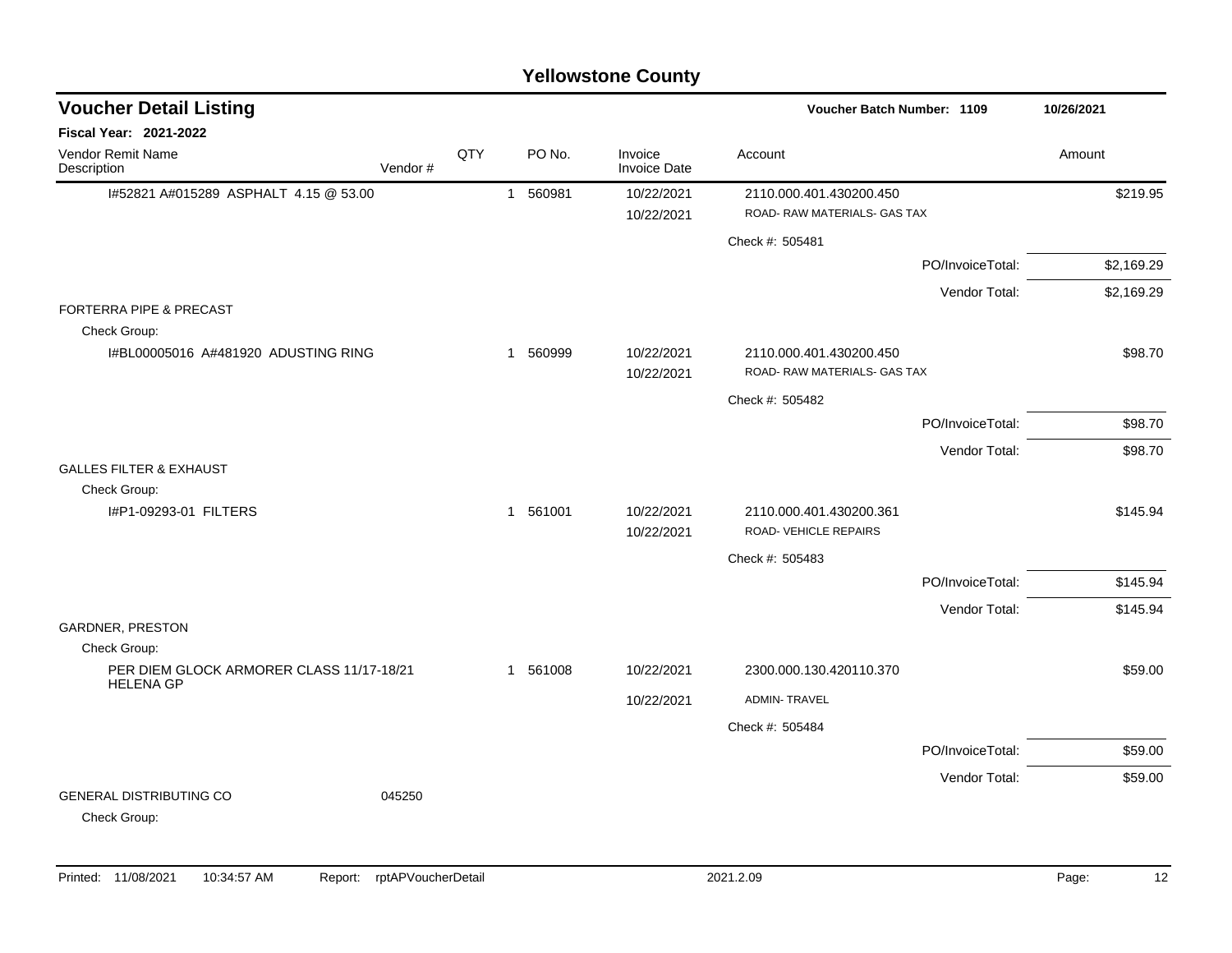# Yellowstone County

## Voucher Detail Listing

**Voucher Batch Number: 1109** — 10/26/2021

**Fiscal Year: 2021-2022**

| Vendor Remit Name / Description | Vendor # | QTY | PO No. | Invoice / Invoice Date | Account | Amount |
|---|---|---|---|---|---|---|
| I#52821 A#015289 ASPHALT 4.15 @ 53.00 | | 1 | 560981 | 10/22/2021 | 2110.000.401.430200.450 | $219.95 |
| | | | | 10/22/2021 | ROAD- RAW MATERIALS- GAS TAX | |
| | | | | | Check #: 505481 | |
| | | | | | PO/InvoiceTotal: | $2,169.29 |
| | | | | | Vendor Total: | $2,169.29 |
| FORTERRA PIPE & PRECAST | | | | | | |
| Check Group: | | | | | | |
| I#BL00005016 A#481920 ADUSTING RING | | 1 | 560999 | 10/22/2021 | 2110.000.401.430200.450 | $98.70 |
| | | | | 10/22/2021 | ROAD- RAW MATERIALS- GAS TAX | |
| | | | | | Check #: 505482 | |
| | | | | | PO/InvoiceTotal: | $98.70 |
| | | | | | Vendor Total: | $98.70 |
| GALLES FILTER & EXHAUST | | | | | | |
| Check Group: | | | | | | |
| I#P1-09293-01 FILTERS | | 1 | 561001 | 10/22/2021 | 2110.000.401.430200.361 | $145.94 |
| | | | | 10/22/2021 | ROAD- VEHICLE REPAIRS | |
| | | | | | Check #: 505483 | |
| | | | | | PO/InvoiceTotal: | $145.94 |
| | | | | | Vendor Total: | $145.94 |
| GARDNER, PRESTON | | | | | | |
| Check Group: | | | | | | |
| PER DIEM GLOCK ARMORER CLASS 11/17-18/21 HELENA GP | | 1 | 561008 | 10/22/2021 | 2300.000.130.420110.370 | $59.00 |
| | | | | 10/22/2021 | ADMIN- TRAVEL | |
| | | | | | Check #: 505484 | |
| | | | | | PO/InvoiceTotal: | $59.00 |
| | | | | | Vendor Total: | $59.00 |
| GENERAL DISTRIBUTING CO | 045250 | | | | | |
| Check Group: | | | | | | |

Printed: 11/08/2021 10:34:57 AM Report: rptAPVoucherDetail 2021.2.09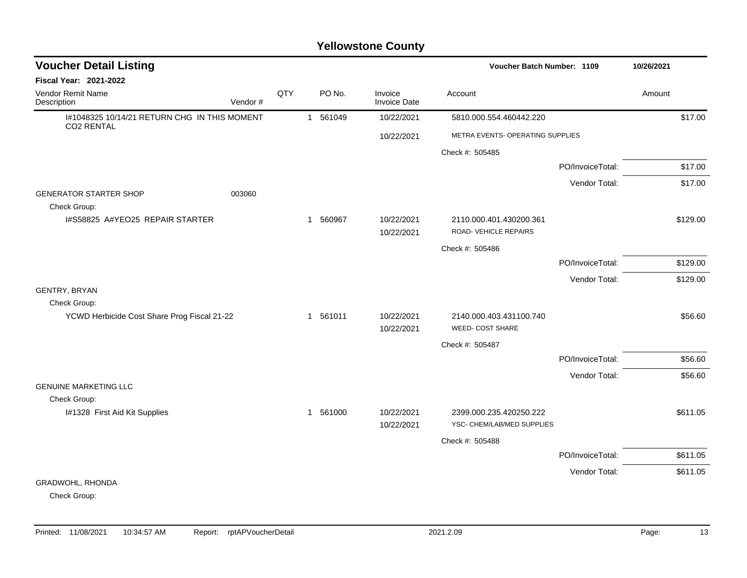# Yellowstone County

## Voucher Detail Listing

**Voucher Batch Number: 1109** — 10/26/2021

**Fiscal Year: 2021-2022**

| Vendor Remit Name / Description | Vendor # | QTY | PO No. | Invoice / Invoice Date | Account | Amount |
|---|---|---|---|---|---|---|
| I#1048325 10/14/21 RETURN CHG IN THIS MOMENT CO2 RENTAL | | 1 | 561049 | 10/22/2021 | 5810.000.554.460442.220 | $17.00 |
| | | | | 10/22/2021 | METRA EVENTS- OPERATING SUPPLIES | |
| | | | | | Check #: 505485 | |
| | | | | | PO/InvoiceTotal: | $17.00 |
| | | | | | Vendor Total: | $17.00 |
| GENERATOR STARTER SHOP | 003060 | | | | | |
| Check Group: | | | | | | |
| I#S58825 A#YEO25 REPAIR STARTER | | 1 | 560967 | 10/22/2021 | 2110.000.401.430200.361 | $129.00 |
| | | | | 10/22/2021 | ROAD- VEHICLE REPAIRS | |
| | | | | | Check #: 505486 | |
| | | | | | PO/InvoiceTotal: | $129.00 |
| | | | | | Vendor Total: | $129.00 |
| GENTRY, BRYAN | | | | | | |
| Check Group: | | | | | | |
| YCWD Herbicide Cost Share Prog Fiscal 21-22 | | 1 | 561011 | 10/22/2021 | 2140.000.403.431100.740 | $56.60 |
| | | | | 10/22/2021 | WEED- COST SHARE | |
| | | | | | Check #: 505487 | |
| | | | | | PO/InvoiceTotal: | $56.60 |
| | | | | | Vendor Total: | $56.60 |
| GENUINE MARKETING LLC | | | | | | |
| Check Group: | | | | | | |
| I#1328 First Aid Kit Supplies | | 1 | 561000 | 10/22/2021 | 2399.000.235.420250.222 | $611.05 |
| | | | | 10/22/2021 | YSC- CHEM/LAB/MED SUPPLIES | |
| | | | | | Check #: 505488 | |
| | | | | | PO/InvoiceTotal: | $611.05 |
| | | | | | Vendor Total: | $611.05 |
| GRADWOHL, RHONDA | | | | | | |
| Check Group: | | | | | | |

Printed: 11/08/2021 10:34:57 AM Report: rptAPVoucherDetail 2021.2.09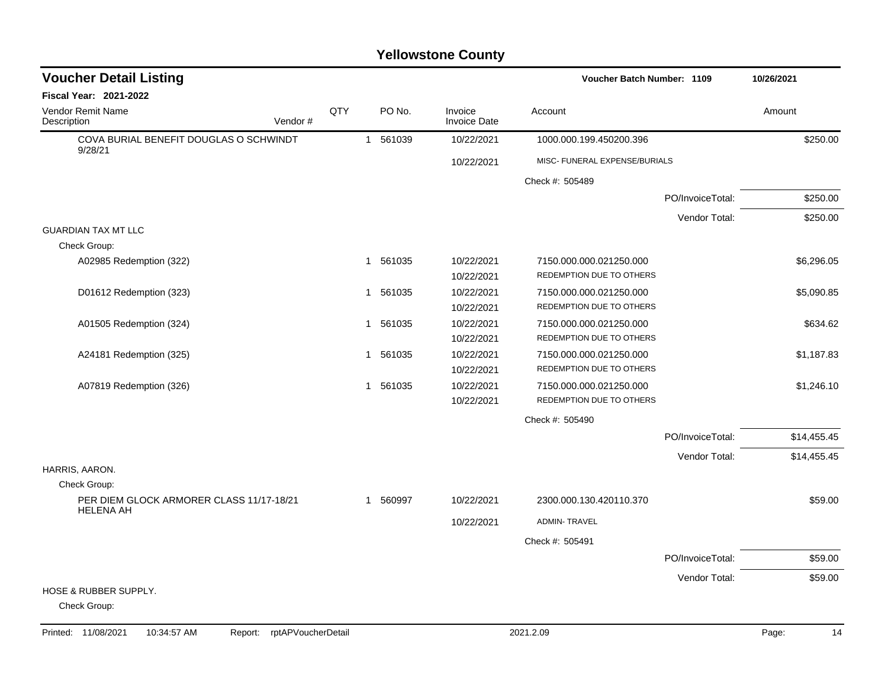# Yellowstone County

## Voucher Detail Listing

**Voucher Batch Number: 1109** — 10/26/2021

**Fiscal Year: 2021-2022**

| Vendor Remit Name / Description | Vendor # | QTY | PO No. | Invoice / Invoice Date | Account | Amount |
|---|---|---|---|---|---|---|
| COVA BURIAL BENEFIT DOUGLAS O SCHWINDT 9/28/21 | | 1 | 561039 | 10/22/2021 | 1000.000.199.450200.396 | $250.00 |
| | | | | 10/22/2021 | MISC- FUNERAL EXPENSE/BURIALS | |
| | | | | | Check #: 505489 | |
| | | | | | PO/InvoiceTotal: | $250.00 |
| | | | | | Vendor Total: | $250.00 |
| GUARDIAN TAX MT LLC | | | | | | |
| Check Group: | | | | | | |
| A02985 Redemption (322) | | 1 | 561035 | 10/22/2021 | 7150.000.000.021250.000 | $6,296.05 |
| | | | | 10/22/2021 | REDEMPTION DUE TO OTHERS | |
| D01612 Redemption (323) | | 1 | 561035 | 10/22/2021 | 7150.000.000.021250.000 | $5,090.85 |
| | | | | 10/22/2021 | REDEMPTION DUE TO OTHERS | |
| A01505 Redemption (324) | | 1 | 561035 | 10/22/2021 | 7150.000.000.021250.000 | $634.62 |
| | | | | 10/22/2021 | REDEMPTION DUE TO OTHERS | |
| A24181 Redemption (325) | | 1 | 561035 | 10/22/2021 | 7150.000.000.021250.000 | $1,187.83 |
| | | | | 10/22/2021 | REDEMPTION DUE TO OTHERS | |
| A07819 Redemption (326) | | 1 | 561035 | 10/22/2021 | 7150.000.000.021250.000 | $1,246.10 |
| | | | | 10/22/2021 | REDEMPTION DUE TO OTHERS | |
| | | | | | Check #: 505490 | |
| | | | | | PO/InvoiceTotal: | $14,455.45 |
| | | | | | Vendor Total: | $14,455.45 |
| HARRIS, AARON. | | | | | | |
| Check Group: | | | | | | |
| PER DIEM GLOCK ARMORER CLASS 11/17-18/21 HELENA AH | | 1 | 560997 | 10/22/2021 | 2300.000.130.420110.370 | $59.00 |
| | | | | 10/22/2021 | ADMIN- TRAVEL | |
| | | | | | Check #: 505491 | |
| | | | | | PO/InvoiceTotal: | $59.00 |
| | | | | | Vendor Total: | $59.00 |
| HOSE & RUBBER SUPPLY. | | | | | | |
| Check Group: | | | | | | |

Printed: 11/08/2021 10:34:57 AM Report: rptAPVoucherDetail 2021.2.09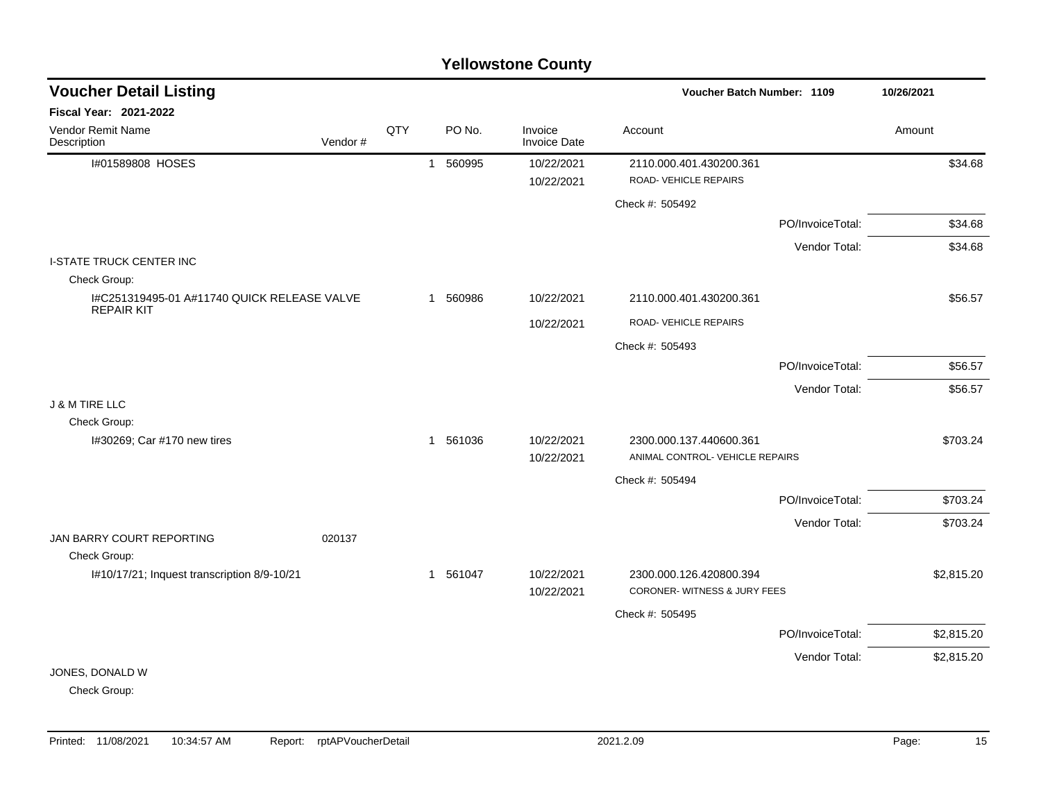# Yellowstone County

## Voucher Detail Listing

**Voucher Batch Number: 1109** | **10/26/2021**

**Fiscal Year: 2021-2022**

| Vendor Remit Name / Description | Vendor # | QTY | PO No. | Invoice / Invoice Date | Account | Amount |
|---|---|---|---|---|---|---|
| I#01589808 HOSES | | 1 | 560995 | 10/22/2021 | 2110.000.401.430200.361 | $34.68 |
| | | | | 10/22/2021 | ROAD- VEHICLE REPAIRS | |
| | | | | | Check #: 505492 | |
| | | | | | PO/InvoiceTotal: | $34.68 |
| | | | | | Vendor Total: | $34.68 |
| I-STATE TRUCK CENTER INC | | | | | | |
| Check Group: | | | | | | |
| I#C251319495-01 A#11740 QUICK RELEASE VALVE REPAIR KIT | | 1 | 560986 | 10/22/2021 | 2110.000.401.430200.361 | $56.57 |
| | | | | 10/22/2021 | ROAD- VEHICLE REPAIRS | |
| | | | | | Check #: 505493 | |
| | | | | | PO/InvoiceTotal: | $56.57 |
| | | | | | Vendor Total: | $56.57 |
| J & M TIRE LLC | | | | | | |
| Check Group: | | | | | | |
| I#30269; Car #170 new tires | | 1 | 561036 | 10/22/2021 | 2300.000.137.440600.361 | $703.24 |
| | | | | 10/22/2021 | ANIMAL CONTROL- VEHICLE REPAIRS | |
| | | | | | Check #: 505494 | |
| | | | | | PO/InvoiceTotal: | $703.24 |
| | | | | | Vendor Total: | $703.24 |
| JAN BARRY COURT REPORTING | 020137 | | | | | |
| Check Group: | | | | | | |
| I#10/17/21; Inquest transcription 8/9-10/21 | | 1 | 561047 | 10/22/2021 | 2300.000.126.420800.394 | $2,815.20 |
| | | | | 10/22/2021 | CORONER- WITNESS & JURY FEES | |
| | | | | | Check #: 505495 | |
| | | | | | PO/InvoiceTotal: | $2,815.20 |
| | | | | | Vendor Total: | $2,815.20 |
| JONES, DONALD W | | | | | | |
| Check Group: | | | | | | |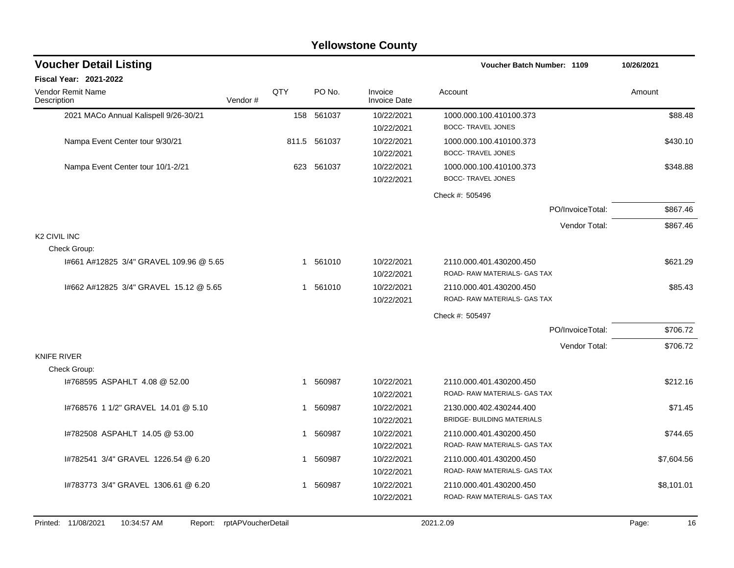# Yellowstone County

## Voucher Detail Listing

**Voucher Batch Number: 1109** | **10/26/2021**

**Fiscal Year: 2021-2022**

| Vendor Remit Name / Description | Vendor # | QTY | PO No. | Invoice / Invoice Date | Account | Amount |
|---|---|---|---|---|---|---|
| 2021 MACo Annual Kalispell 9/26-30/21 | | 158 | 561037 | 10/22/2021<br>10/22/2021 | 1000.000.100.410100.373<br>BOCC- TRAVEL JONES | $88.48 |
| Nampa Event Center tour 9/30/21 | | 811.5 | 561037 | 10/22/2021<br>10/22/2021 | 1000.000.100.410100.373<br>BOCC- TRAVEL JONES | $430.10 |
| Nampa Event Center tour 10/1-2/21 | | 623 | 561037 | 10/22/2021<br>10/22/2021 | 1000.000.100.410100.373<br>BOCC- TRAVEL JONES | $348.88 |
| | | | | | Check #: 505496 | |
| | | | | | PO/InvoiceTotal: | $867.46 |
| | | | | | Vendor Total: | $867.46 |
| **K2 CIVIL INC** | | | | | | |
| Check Group: | | | | | | |
| I#661 A#12825 3/4" GRAVEL 109.96 @ 5.65 | | 1 | 561010 | 10/22/2021<br>10/22/2021 | 2110.000.401.430200.450<br>ROAD- RAW MATERIALS- GAS TAX | $621.29 |
| I#662 A#12825 3/4" GRAVEL 15.12 @ 5.65 | | 1 | 561010 | 10/22/2021<br>10/22/2021 | 2110.000.401.430200.450<br>ROAD- RAW MATERIALS- GAS TAX | $85.43 |
| | | | | | Check #: 505497 | |
| | | | | | PO/InvoiceTotal: | $706.72 |
| | | | | | Vendor Total: | $706.72 |
| **KNIFE RIVER** | | | | | | |
| Check Group: | | | | | | |
| I#768595 ASPAHLT 4.08 @ 52.00 | | 1 | 560987 | 10/22/2021<br>10/22/2021 | 2110.000.401.430200.450<br>ROAD- RAW MATERIALS- GAS TAX | $212.16 |
| I#768576 1 1/2" GRAVEL 14.01 @ 5.10 | | 1 | 560987 | 10/22/2021<br>10/22/2021 | 2130.000.402.430244.400<br>BRIDGE- BUILDING MATERIALS | $71.45 |
| I#782508 ASPAHLT 14.05 @ 53.00 | | 1 | 560987 | 10/22/2021<br>10/22/2021 | 2110.000.401.430200.450<br>ROAD- RAW MATERIALS- GAS TAX | $744.65 |
| I#782541 3/4" GRAVEL 1226.54 @ 6.20 | | 1 | 560987 | 10/22/2021<br>10/22/2021 | 2110.000.401.430200.450<br>ROAD- RAW MATERIALS- GAS TAX | $7,604.56 |
| I#783773 3/4" GRAVEL 1306.61 @ 6.20 | | 1 | 560987 | 10/22/2021<br>10/22/2021 | 2110.000.401.430200.450<br>ROAD- RAW MATERIALS- GAS TAX | $8,101.01 |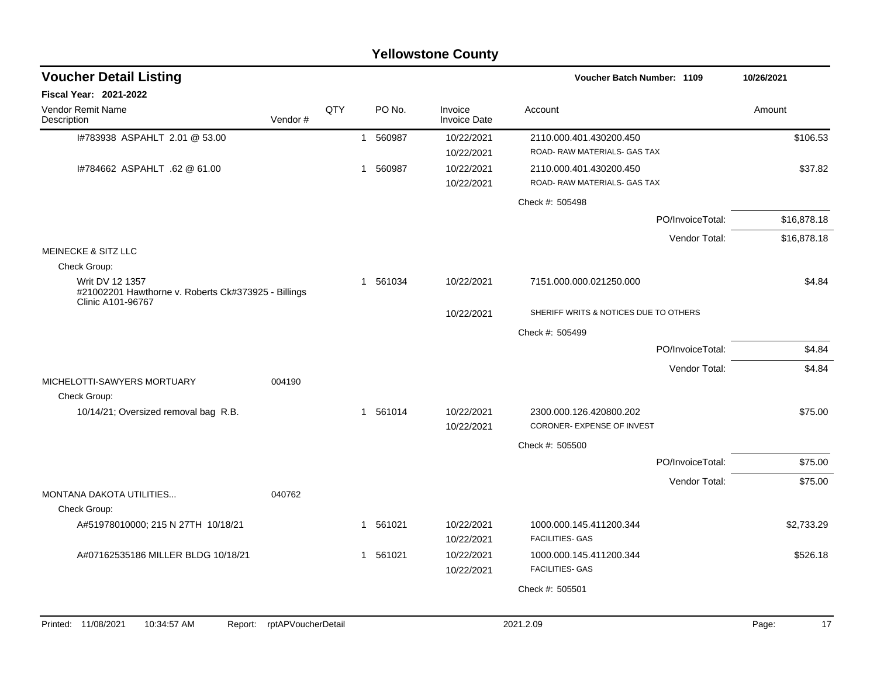# Yellowstone County

## Voucher Detail Listing

**Voucher Batch Number: 1109** — 10/26/2021

**Fiscal Year: 2021-2022**

| Vendor Remit Name / Description | Vendor # | QTY | PO No. | Invoice / Invoice Date | Account | Amount |
|---|---|---|---|---|---|---|
| I#783938 ASPAHLT 2.01 @ 53.00 | | 1 | 560987 | 10/22/2021 / 10/22/2021 | 2110.000.401.430200.450 ROAD- RAW MATERIALS- GAS TAX | $106.53 |
| I#784662 ASPAHLT .62 @ 61.00 | | 1 | 560987 | 10/22/2021 / 10/22/2021 | 2110.000.401.430200.450 ROAD- RAW MATERIALS- GAS TAX | $37.82 |
| | | | | | Check #: 505498 | |
| | | | | | PO/InvoiceTotal: | $16,878.18 |
| | | | | | Vendor Total: | $16,878.18 |
| MEINECKE & SITZ LLC | | | | | | |
| Check Group: | | | | | | |
| Writ DV 12 1357 #21002201 Hawthorne v. Roberts Ck#373925 - Billings Clinic A101-96767 | | 1 | 561034 | 10/22/2021 / 10/22/2021 | 7151.000.000.021250.000 SHERIFF WRITS & NOTICES DUE TO OTHERS | $4.84 |
| | | | | | Check #: 505499 | |
| | | | | | PO/InvoiceTotal: | $4.84 |
| | | | | | Vendor Total: | $4.84 |
| MICHELOTTI-SAWYERS MORTUARY | 004190 | | | | | |
| Check Group: | | | | | | |
| 10/14/21; Oversized removal bag R.B. | | 1 | 561014 | 10/22/2021 / 10/22/2021 | 2300.000.126.420800.202 CORONER- EXPENSE OF INVEST | $75.00 |
| | | | | | Check #: 505500 | |
| | | | | | PO/InvoiceTotal: | $75.00 |
| | | | | | Vendor Total: | $75.00 |
| MONTANA DAKOTA UTILITIES... | 040762 | | | | | |
| Check Group: | | | | | | |
| A#51978010000; 215 N 27TH 10/18/21 | | 1 | 561021 | 10/22/2021 / 10/22/2021 | 1000.000.145.411200.344 FACILITIES- GAS | $2,733.29 |
| A#07162535186 MILLER BLDG 10/18/21 | | 1 | 561021 | 10/22/2021 / 10/22/2021 | 1000.000.145.411200.344 FACILITIES- GAS | $526.18 |
| | | | | | Check #: 505501 | |

Printed: 11/08/2021 10:34:57 AM Report: rptAPVoucherDetail 2021.2.09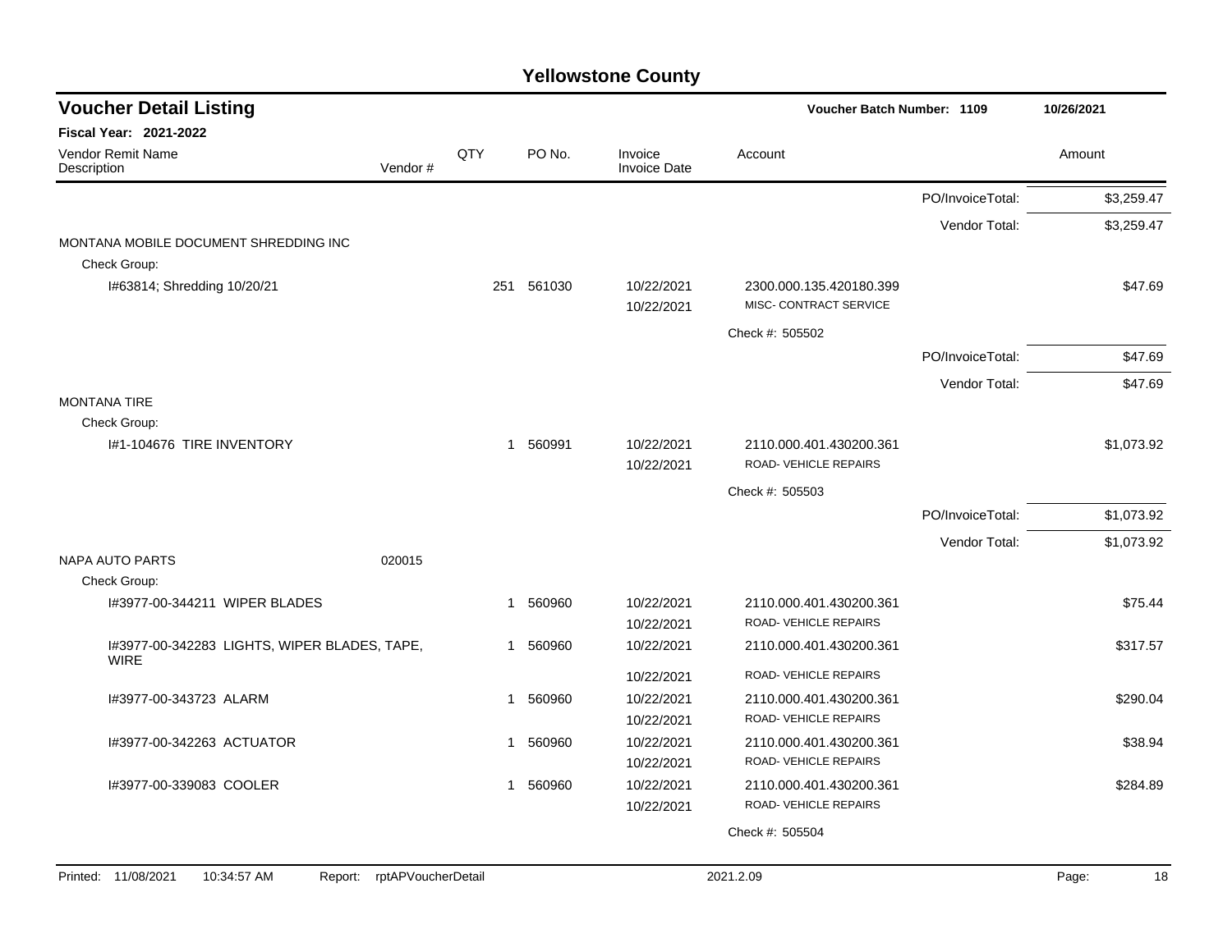# Yellowstone County

## Voucher Detail Listing

**Voucher Batch Number: 1109** 10/26/2021

**Fiscal Year: 2021-2022**

| Vendor Remit Name / Description | Vendor # | QTY | PO No. | Invoice / Invoice Date | Account | | Amount |
|---|---|---|---|---|---|---|---|
| | | | | | | PO/InvoiceTotal: | $3,259.47 |
| | | | | | | Vendor Total: | $3,259.47 |
| MONTANA MOBILE DOCUMENT SHREDDING INC | | | | | | | |
| Check Group: | | | | | | | |
| I#63814; Shredding 10/20/21 | | 251 | 561030 | 10/22/2021 | 2300.000.135.420180.399 | | $47.69 |
| | | | | 10/22/2021 | MISC- CONTRACT SERVICE | | |
| | | | | | Check #: 505502 | | |
| | | | | | | PO/InvoiceTotal: | $47.69 |
| | | | | | | Vendor Total: | $47.69 |
| MONTANA TIRE | | | | | | | |
| Check Group: | | | | | | | |
| I#1-104676 TIRE INVENTORY | | 1 | 560991 | 10/22/2021 | 2110.000.401.430200.361 | | $1,073.92 |
| | | | | 10/22/2021 | ROAD- VEHICLE REPAIRS | | |
| | | | | | Check #: 505503 | | |
| | | | | | | PO/InvoiceTotal: | $1,073.92 |
| | | | | | | Vendor Total: | $1,073.92 |
| NAPA AUTO PARTS | 020015 | | | | | | |
| Check Group: | | | | | | | |
| I#3977-00-344211 WIPER BLADES | | 1 | 560960 | 10/22/2021 | 2110.000.401.430200.361 | | $75.44 |
| | | | | 10/22/2021 | ROAD- VEHICLE REPAIRS | | |
| I#3977-00-342283 LIGHTS, WIPER BLADES, TAPE, WIRE | | 1 | 560960 | 10/22/2021 | 2110.000.401.430200.361 | | $317.57 |
| | | | | 10/22/2021 | ROAD- VEHICLE REPAIRS | | |
| I#3977-00-343723 ALARM | | 1 | 560960 | 10/22/2021 | 2110.000.401.430200.361 | | $290.04 |
| | | | | 10/22/2021 | ROAD- VEHICLE REPAIRS | | |
| I#3977-00-342263 ACTUATOR | | 1 | 560960 | 10/22/2021 | 2110.000.401.430200.361 | | $38.94 |
| | | | | 10/22/2021 | ROAD- VEHICLE REPAIRS | | |
| I#3977-00-339083 COOLER | | 1 | 560960 | 10/22/2021 | 2110.000.401.430200.361 | | $284.89 |
| | | | | 10/22/2021 | ROAD- VEHICLE REPAIRS | | |
| | | | | | Check #: 505504 | | |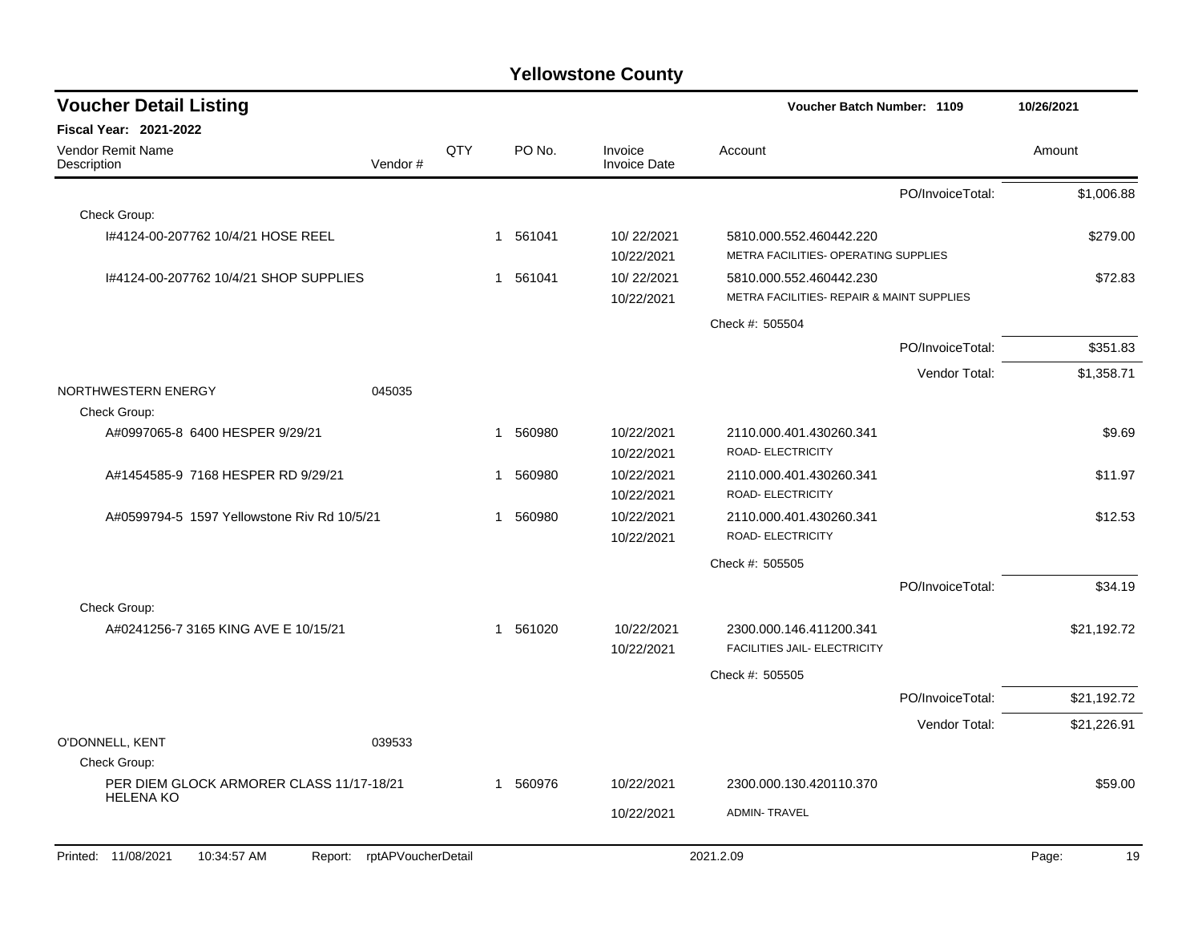# Yellowstone County

## Voucher Detail Listing

Voucher Batch Number: 1109 — 10/26/2021

**Fiscal Year: 2021-2022**

| Vendor Remit Name / Description | Vendor # | QTY | PO No. | Invoice / Invoice Date | Account | Amount |
|---|---|---|---|---|---|---|
| | | | | | PO/InvoiceTotal: | $1,006.88 |
| Check Group: | | | | | | |
| I#4124-00-207762 10/4/21 HOSE REEL | | 1 | 561041 | 10/ 22/2021 / 10/22/2021 | 5810.000.552.460442.220 METRA FACILITIES- OPERATING SUPPLIES | $279.00 |
| I#4124-00-207762 10/4/21 SHOP SUPPLIES | | 1 | 561041 | 10/ 22/2021 / 10/22/2021 | 5810.000.552.460442.230 METRA FACILITIES- REPAIR & MAINT SUPPLIES | $72.83 |
| | | | | | Check #: 505504 | |
| | | | | | PO/InvoiceTotal: | $351.83 |
| | | | | | Vendor Total: | $1,358.71 |
| NORTHWESTERN ENERGY | 045035 | | | | | |
| Check Group: | | | | | | |
| A#0997065-8 6400 HESPER 9/29/21 | | 1 | 560980 | 10/22/2021 / 10/22/2021 | 2110.000.401.430260.341 ROAD- ELECTRICITY | $9.69 |
| A#1454585-9 7168 HESPER RD 9/29/21 | | 1 | 560980 | 10/22/2021 / 10/22/2021 | 2110.000.401.430260.341 ROAD- ELECTRICITY | $11.97 |
| A#0599794-5 1597 Yellowstone Riv Rd 10/5/21 | | 1 | 560980 | 10/22/2021 / 10/22/2021 | 2110.000.401.430260.341 ROAD- ELECTRICITY | $12.53 |
| | | | | | Check #: 505505 | |
| | | | | | PO/InvoiceTotal: | $34.19 |
| Check Group: | | | | | | |
| A#0241256-7 3165 KING AVE E 10/15/21 | | 1 | 561020 | 10/22/2021 / 10/22/2021 | 2300.000.146.411200.341 FACILITIES JAIL- ELECTRICITY | $21,192.72 |
| | | | | | Check #: 505505 | |
| | | | | | PO/InvoiceTotal: | $21,192.72 |
| | | | | | Vendor Total: | $21,226.91 |
| O'DONNELL, KENT | 039533 | | | | | |
| Check Group: | | | | | | |
| PER DIEM GLOCK ARMORER CLASS 11/17-18/21 HELENA KO | | 1 | 560976 | 10/22/2021 / 10/22/2021 | 2300.000.130.420110.370 ADMIN- TRAVEL | $59.00 |

Printed: 11/08/2021 10:34:57 AM Report: rptAPVoucherDetail 2021.2.09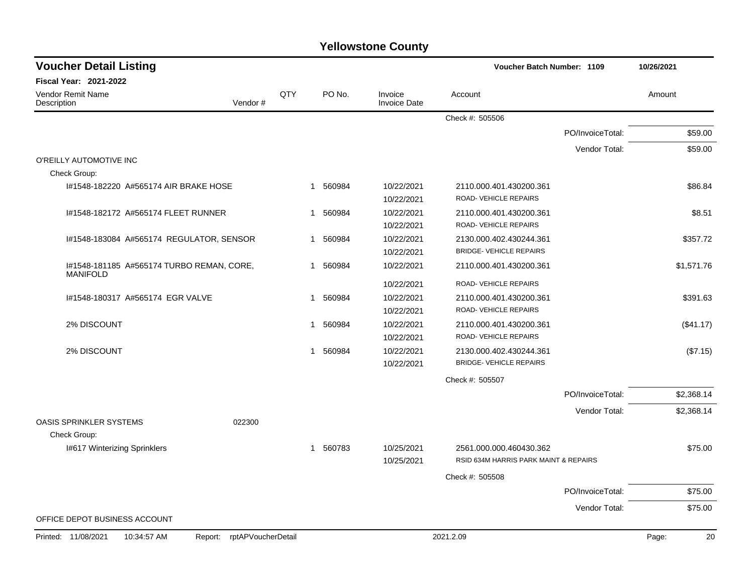# Yellowstone County

## Voucher Detail Listing

**Voucher Batch Number: 1109** — 10/26/2021

**Fiscal Year: 2021-2022**

| Vendor Remit Name / Description | Vendor # | QTY | PO No. | Invoice / Invoice Date | Account | Amount |
|---|---|---|---|---|---|---|
| | | | | | Check #: 505506 | |
| | | | | | PO/InvoiceTotal: | $59.00 |
| | | | | | Vendor Total: | $59.00 |
| O'REILLY AUTOMOTIVE INC | | | | | | |
| Check Group: | | | | | | |
| I#1548-182220 A#565174 AIR BRAKE HOSE | | 1 | 560984 | 10/22/2021 / 10/22/2021 | 2110.000.401.430200.361 ROAD- VEHICLE REPAIRS | $86.84 |
| I#1548-182172 A#565174 FLEET RUNNER | | 1 | 560984 | 10/22/2021 / 10/22/2021 | 2110.000.401.430200.361 ROAD- VEHICLE REPAIRS | $8.51 |
| I#1548-183084 A#565174 REGULATOR, SENSOR | | 1 | 560984 | 10/22/2021 / 10/22/2021 | 2130.000.402.430244.361 BRIDGE- VEHICLE REPAIRS | $357.72 |
| I#1548-181185 A#565174 TURBO REMAN, CORE, MANIFOLD | | 1 | 560984 | 10/22/2021 / 10/22/2021 | 2110.000.401.430200.361 ROAD- VEHICLE REPAIRS | $1,571.76 |
| I#1548-180317 A#565174 EGR VALVE | | 1 | 560984 | 10/22/2021 / 10/22/2021 | 2110.000.401.430200.361 ROAD- VEHICLE REPAIRS | $391.63 |
| 2% DISCOUNT | | 1 | 560984 | 10/22/2021 / 10/22/2021 | 2110.000.401.430200.361 ROAD- VEHICLE REPAIRS | ($41.17) |
| 2% DISCOUNT | | 1 | 560984 | 10/22/2021 / 10/22/2021 | 2130.000.402.430244.361 BRIDGE- VEHICLE REPAIRS | ($7.15) |
| | | | | | Check #: 505507 | |
| | | | | | PO/InvoiceTotal: | $2,368.14 |
| | | | | | Vendor Total: | $2,368.14 |
| OASIS SPRINKLER SYSTEMS | 022300 | | | | | |
| Check Group: | | | | | | |
| I#617 Winterizing Sprinklers | | 1 | 560783 | 10/25/2021 / 10/25/2021 | 2561.000.000.460430.362 RSID 634M HARRIS PARK MAINT & REPAIRS | $75.00 |
| | | | | | Check #: 505508 | |
| | | | | | PO/InvoiceTotal: | $75.00 |
| | | | | | Vendor Total: | $75.00 |
| OFFICE DEPOT BUSINESS ACCOUNT | | | | | | |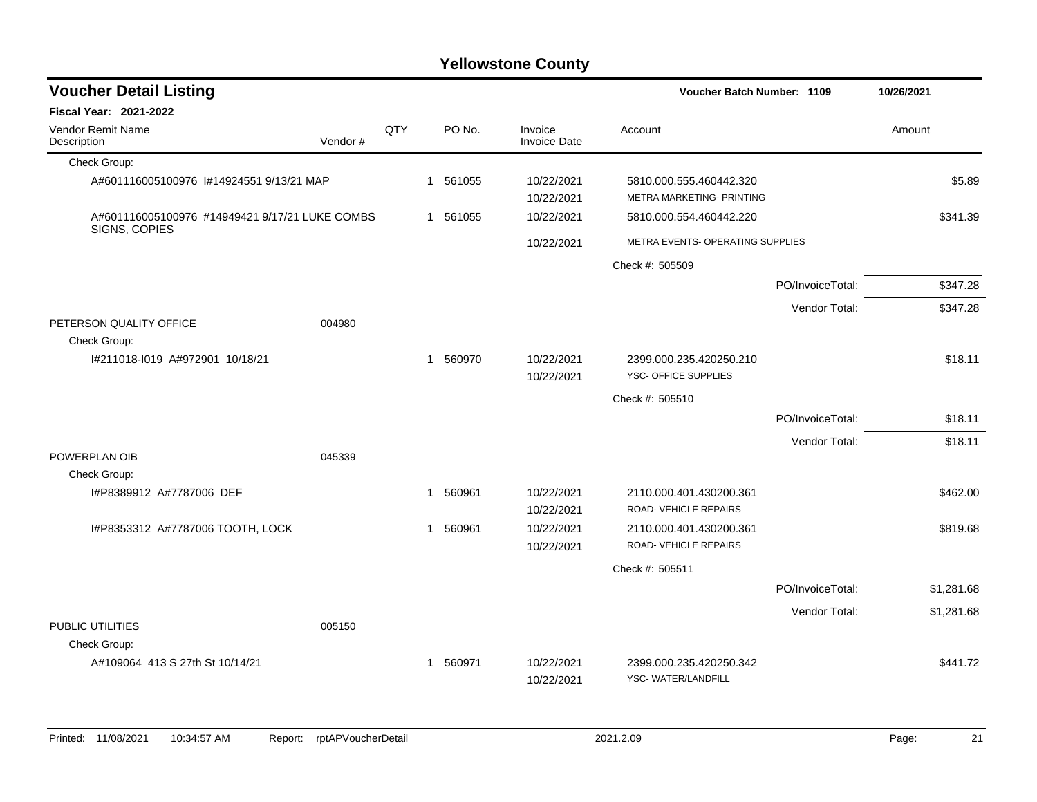# Yellowstone County

## Voucher Detail Listing

**Voucher Batch Number: 1109** — 10/26/2021

**Fiscal Year: 2021-2022**

| Vendor Remit Name / Description | Vendor # | QTY | PO No. | Invoice / Invoice Date | Account | Amount |
|---|---|---|---|---|---|---|
| Check Group: | | | | | | |
| A#601116005100976 I#14924551 9/13/21 MAP | | 1 | 561055 | 10/22/2021 | 5810.000.555.460442.320 | $5.89 |
| | | | | 10/22/2021 | METRA MARKETING- PRINTING | |
| A#601116005100976 #14949421 9/17/21 LUKE COMBS SIGNS, COPIES | | 1 | 561055 | 10/22/2021 | 5810.000.554.460442.220 | $341.39 |
| | | | | 10/22/2021 | METRA EVENTS- OPERATING SUPPLIES | |
| | | | | | Check #: 505509 | |
| | | | | | PO/InvoiceTotal: | $347.28 |
| | | | | | Vendor Total: | $347.28 |
| PETERSON QUALITY OFFICE | 004980 | | | | | |
| Check Group: | | | | | | |
| I#211018-I019 A#972901 10/18/21 | | 1 | 560970 | 10/22/2021 | 2399.000.235.420250.210 | $18.11 |
| | | | | 10/22/2021 | YSC- OFFICE SUPPLIES | |
| | | | | | Check #: 505510 | |
| | | | | | PO/InvoiceTotal: | $18.11 |
| | | | | | Vendor Total: | $18.11 |
| POWERPLAN OIB | 045339 | | | | | |
| Check Group: | | | | | | |
| I#P8389912 A#7787006 DEF | | 1 | 560961 | 10/22/2021 | 2110.000.401.430200.361 | $462.00 |
| | | | | 10/22/2021 | ROAD- VEHICLE REPAIRS | |
| I#P8353312 A#7787006 TOOTH, LOCK | | 1 | 560961 | 10/22/2021 | 2110.000.401.430200.361 | $819.68 |
| | | | | 10/22/2021 | ROAD- VEHICLE REPAIRS | |
| | | | | | Check #: 505511 | |
| | | | | | PO/InvoiceTotal: | $1,281.68 |
| | | | | | Vendor Total: | $1,281.68 |
| PUBLIC UTILITIES | 005150 | | | | | |
| Check Group: | | | | | | |
| A#109064 413 S 27th St 10/14/21 | | 1 | 560971 | 10/22/2021 | 2399.000.235.420250.342 | $441.72 |
| | | | | 10/22/2021 | YSC- WATER/LANDFILL | |

Printed: 11/08/2021 10:34:57 AM Report: rptAPVoucherDetail 2021.2.09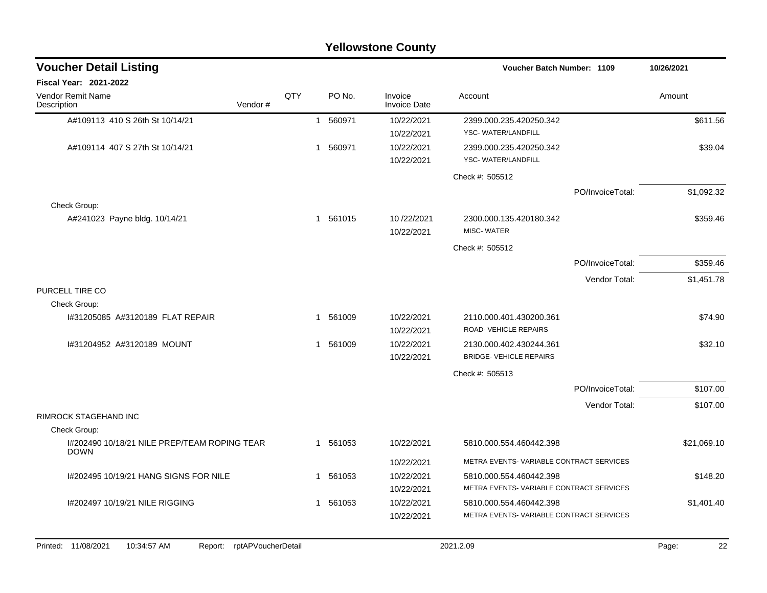# Yellowstone County

## Voucher Detail Listing

**Voucher Batch Number: 1109** — 10/26/2021

**Fiscal Year: 2021-2022**

| Vendor Remit Name / Description | Vendor # | QTY | PO No. | Invoice / Invoice Date | Account | Amount |
|---|---|---|---|---|---|---|
| A#109113 410 S 26th St 10/14/21 | | 1 | 560971 | 10/22/2021 / 10/22/2021 | 2399.000.235.420250.342 YSC- WATER/LANDFILL | $611.56 |
| A#109114 407 S 27th St 10/14/21 | | 1 | 560971 | 10/22/2021 / 10/22/2021 | 2399.000.235.420250.342 YSC- WATER/LANDFILL | $39.04 |
| | | | | | Check #: 505512 | |
| | | | | | PO/InvoiceTotal: | $1,092.32 |
| Check Group: | | | | | | |
| A#241023 Payne bldg. 10/14/21 | | 1 | 561015 | 10 /22/2021 / 10/22/2021 | 2300.000.135.420180.342 MISC- WATER | $359.46 |
| | | | | | Check #: 505512 | |
| | | | | | PO/InvoiceTotal: | $359.46 |
| | | | | | Vendor Total: | $1,451.78 |
| PURCELL TIRE CO | | | | | | |
| Check Group: | | | | | | |
| I#31205085 A#3120189 FLAT REPAIR | | 1 | 561009 | 10/22/2021 / 10/22/2021 | 2110.000.401.430200.361 ROAD- VEHICLE REPAIRS | $74.90 |
| I#31204952 A#3120189 MOUNT | | 1 | 561009 | 10/22/2021 / 10/22/2021 | 2130.000.402.430244.361 BRIDGE- VEHICLE REPAIRS | $32.10 |
| | | | | | Check #: 505513 | |
| | | | | | PO/InvoiceTotal: | $107.00 |
| | | | | | Vendor Total: | $107.00 |
| RIMROCK STAGEHAND INC | | | | | | |
| Check Group: | | | | | | |
| I#202490 10/18/21 NILE PREP/TEAM ROPING TEAR DOWN | | 1 | 561053 | 10/22/2021 / 10/22/2021 | 5810.000.554.460442.398 METRA EVENTS- VARIABLE CONTRACT SERVICES | $21,069.10 |
| I#202495 10/19/21 HANG SIGNS FOR NILE | | 1 | 561053 | 10/22/2021 / 10/22/2021 | 5810.000.554.460442.398 METRA EVENTS- VARIABLE CONTRACT SERVICES | $148.20 |
| I#202497 10/19/21 NILE RIGGING | | 1 | 561053 | 10/22/2021 / 10/22/2021 | 5810.000.554.460442.398 METRA EVENTS- VARIABLE CONTRACT SERVICES | $1,401.40 |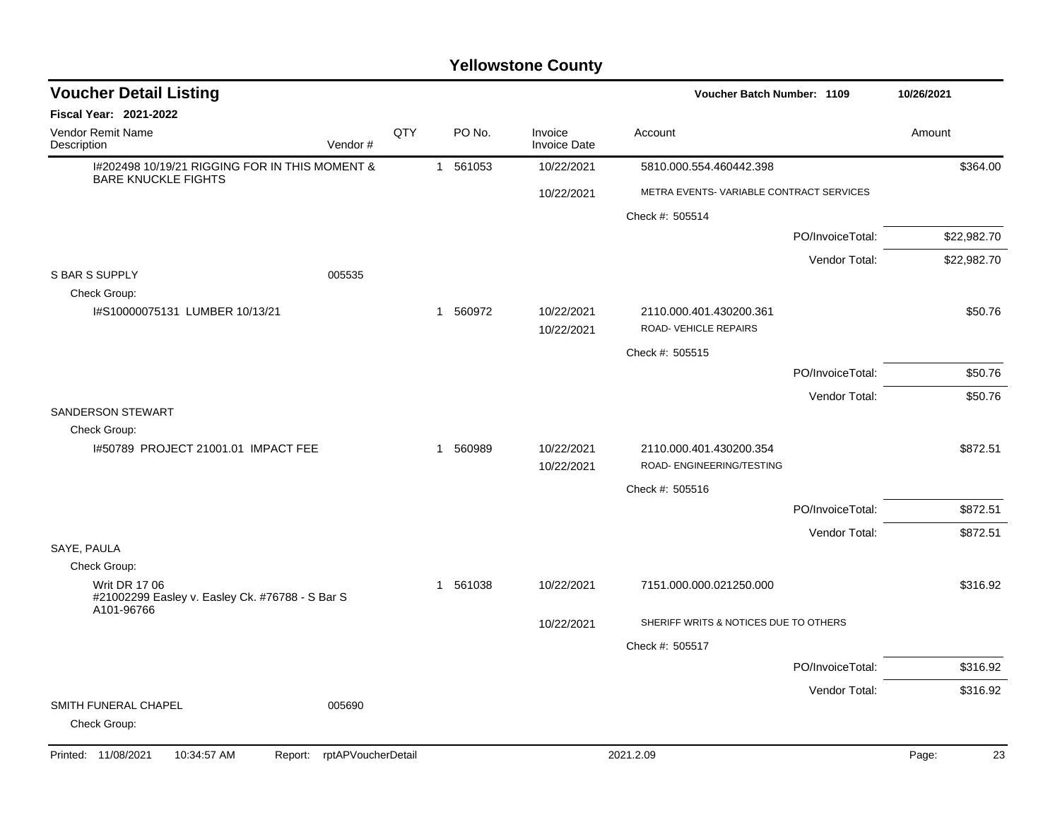# Yellowstone County

## Voucher Detail Listing

**Voucher Batch Number: 1109** — 10/26/2021

**Fiscal Year: 2021-2022**

| Vendor Remit Name / Description | Vendor # | QTY | PO No. | Invoice / Invoice Date | Account | Amount |
|---|---|---|---|---|---|---|
| I#202498 10/19/21 RIGGING FOR IN THIS MOMENT & BARE KNUCKLE FIGHTS | | 1 | 561053 | 10/22/2021 | 5810.000.554.460442.398 | $364.00 |
| | | | | 10/22/2021 | METRA EVENTS- VARIABLE CONTRACT SERVICES | |
| | | | | | Check #: 505514 | |
| | | | | | PO/InvoiceTotal: | $22,982.70 |
| | | | | | Vendor Total: | $22,982.70 |
| S BAR S SUPPLY | 005535 | | | | | |
| Check Group: | | | | | | |
| I#S10000075131 LUMBER 10/13/21 | | 1 | 560972 | 10/22/2021 | 2110.000.401.430200.361 | $50.76 |
| | | | | 10/22/2021 | ROAD- VEHICLE REPAIRS | |
| | | | | | Check #: 505515 | |
| | | | | | PO/InvoiceTotal: | $50.76 |
| | | | | | Vendor Total: | $50.76 |
| SANDERSON STEWART | | | | | | |
| Check Group: | | | | | | |
| I#50789 PROJECT 21001.01 IMPACT FEE | | 1 | 560989 | 10/22/2021 | 2110.000.401.430200.354 | $872.51 |
| | | | | 10/22/2021 | ROAD- ENGINEERING/TESTING | |
| | | | | | Check #: 505516 | |
| | | | | | PO/InvoiceTotal: | $872.51 |
| | | | | | Vendor Total: | $872.51 |
| SAYE, PAULA | | | | | | |
| Check Group: | | | | | | |
| Writ DR 17 06 #21002299 Easley v. Easley Ck. #76788 - S Bar S A101-96766 | | 1 | 561038 | 10/22/2021 | 7151.000.000.021250.000 | $316.92 |
| | | | | 10/22/2021 | SHERIFF WRITS & NOTICES DUE TO OTHERS | |
| | | | | | Check #: 505517 | |
| | | | | | PO/InvoiceTotal: | $316.92 |
| | | | | | Vendor Total: | $316.92 |
| SMITH FUNERAL CHAPEL | 005690 | | | | | |
| Check Group: | | | | | | |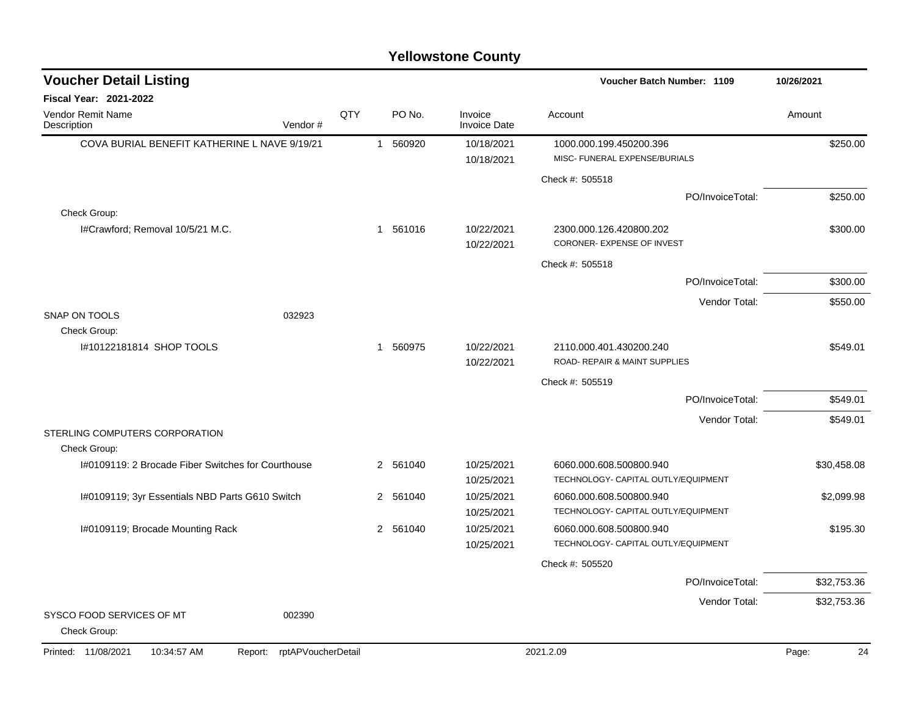## Yellowstone County

## Voucher Detail Listing

Voucher Batch Number: 1109 — 10/26/2021

**Fiscal Year: 2021-2022**

| Vendor Remit Name / Description | Vendor # | QTY | PO No. | Invoice / Invoice Date | Account | Amount |
|---|---|---|---|---|---|---|
| COVA BURIAL BENEFIT KATHERINE L NAVE 9/19/21 | | 1 | 560920 | 10/18/2021<br>10/18/2021 | 1000.000.199.450200.396<br>MISC- FUNERAL EXPENSE/BURIALS | $250.00 |
| | | | | | Check #: 505518 | |
| | | | | | PO/InvoiceTotal: | $250.00 |
| Check Group: | | | | | | |
| I#Crawford; Removal 10/5/21 M.C. | | 1 | 561016 | 10/22/2021<br>10/22/2021 | 2300.000.126.420800.202<br>CORONER- EXPENSE OF INVEST | $300.00 |
| | | | | | Check #: 505518 | |
| | | | | | PO/InvoiceTotal: | $300.00 |
| | | | | | Vendor Total: | $550.00 |
| SNAP ON TOOLS | 032923 | | | | | |
| Check Group: | | | | | | |
| I#10122181814 SHOP TOOLS | | 1 | 560975 | 10/22/2021<br>10/22/2021 | 2110.000.401.430200.240<br>ROAD- REPAIR & MAINT SUPPLIES | $549.01 |
| | | | | | Check #: 505519 | |
| | | | | | PO/InvoiceTotal: | $549.01 |
| | | | | | Vendor Total: | $549.01 |
| STERLING COMPUTERS CORPORATION | | | | | | |
| Check Group: | | | | | | |
| I#0109119: 2 Brocade Fiber Switches for Courthouse | | 2 | 561040 | 10/25/2021<br>10/25/2021 | 6060.000.608.500800.940<br>TECHNOLOGY- CAPITAL OUTLY/EQUIPMENT | $30,458.08 |
| I#0109119; 3yr Essentials NBD Parts G610 Switch | | 2 | 561040 | 10/25/2021<br>10/25/2021 | 6060.000.608.500800.940<br>TECHNOLOGY- CAPITAL OUTLY/EQUIPMENT | $2,099.98 |
| I#0109119; Brocade Mounting Rack | | 2 | 561040 | 10/25/2021<br>10/25/2021 | 6060.000.608.500800.940<br>TECHNOLOGY- CAPITAL OUTLY/EQUIPMENT | $195.30 |
| | | | | | Check #: 505520 | |
| | | | | | PO/InvoiceTotal: | $32,753.36 |
| | | | | | Vendor Total: | $32,753.36 |
| SYSCO FOOD SERVICES OF MT | 002390 | | | | | |
| Check Group: | | | | | | |

Printed: 11/08/2021 10:34:57 AM Report: rptAPVoucherDetail 2021.2.09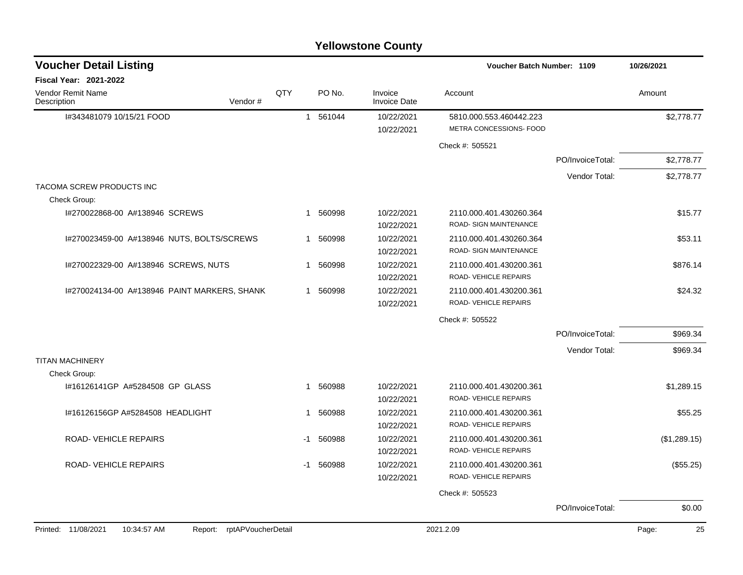# Yellowstone County

## Voucher Detail Listing

**Voucher Batch Number: 1109** — 10/26/2021

**Fiscal Year: 2021-2022**

| Vendor Remit Name / Description | Vendor # | QTY | PO No. | Invoice / Invoice Date | Account | | Amount |
|---|---|---|---|---|---|---|---|
| I#343481079 10/15/21 FOOD | | 1 | 561044 | 10/22/2021<br>10/22/2021 | 5810.000.553.460442.223<br>METRA CONCESSIONS- FOOD | | $2,778.77 |
| | | | | | Check #: 505521 | | |
| | | | | | | PO/InvoiceTotal: | $2,778.77 |
| | | | | | | Vendor Total: | $2,778.77 |
| TACOMA SCREW PRODUCTS INC | | | | | | | |
| Check Group: | | | | | | | |
| I#270022868-00 A#138946 SCREWS | | 1 | 560998 | 10/22/2021<br>10/22/2021 | 2110.000.401.430260.364<br>ROAD- SIGN MAINTENANCE | | $15.77 |
| I#270023459-00 A#138946 NUTS, BOLTS/SCREWS | | 1 | 560998 | 10/22/2021<br>10/22/2021 | 2110.000.401.430260.364<br>ROAD- SIGN MAINTENANCE | | $53.11 |
| I#270022329-00 A#138946 SCREWS, NUTS | | 1 | 560998 | 10/22/2021<br>10/22/2021 | 2110.000.401.430200.361<br>ROAD- VEHICLE REPAIRS | | $876.14 |
| I#270024134-00 A#138946 PAINT MARKERS, SHANK | | 1 | 560998 | 10/22/2021<br>10/22/2021 | 2110.000.401.430200.361<br>ROAD- VEHICLE REPAIRS | | $24.32 |
| | | | | | Check #: 505522 | | |
| | | | | | | PO/InvoiceTotal: | $969.34 |
| | | | | | | Vendor Total: | $969.34 |
| TITAN MACHINERY | | | | | | | |
| Check Group: | | | | | | | |
| I#16126141GP A#5284508 GP GLASS | | 1 | 560988 | 10/22/2021<br>10/22/2021 | 2110.000.401.430200.361<br>ROAD- VEHICLE REPAIRS | | $1,289.15 |
| I#16126156GP A#5284508 HEADLIGHT | | 1 | 560988 | 10/22/2021<br>10/22/2021 | 2110.000.401.430200.361<br>ROAD- VEHICLE REPAIRS | | $55.25 |
| ROAD- VEHICLE REPAIRS | | -1 | 560988 | 10/22/2021<br>10/22/2021 | 2110.000.401.430200.361<br>ROAD- VEHICLE REPAIRS | | ($1,289.15) |
| ROAD- VEHICLE REPAIRS | | -1 | 560988 | 10/22/2021<br>10/22/2021 | 2110.000.401.430200.361<br>ROAD- VEHICLE REPAIRS | | ($55.25) |
| | | | | | Check #: 505523 | | |
| | | | | | | PO/InvoiceTotal: | $0.00 |

Printed: 11/08/2021 10:34:57 AM Report: rptAPVoucherDetail 2021.2.09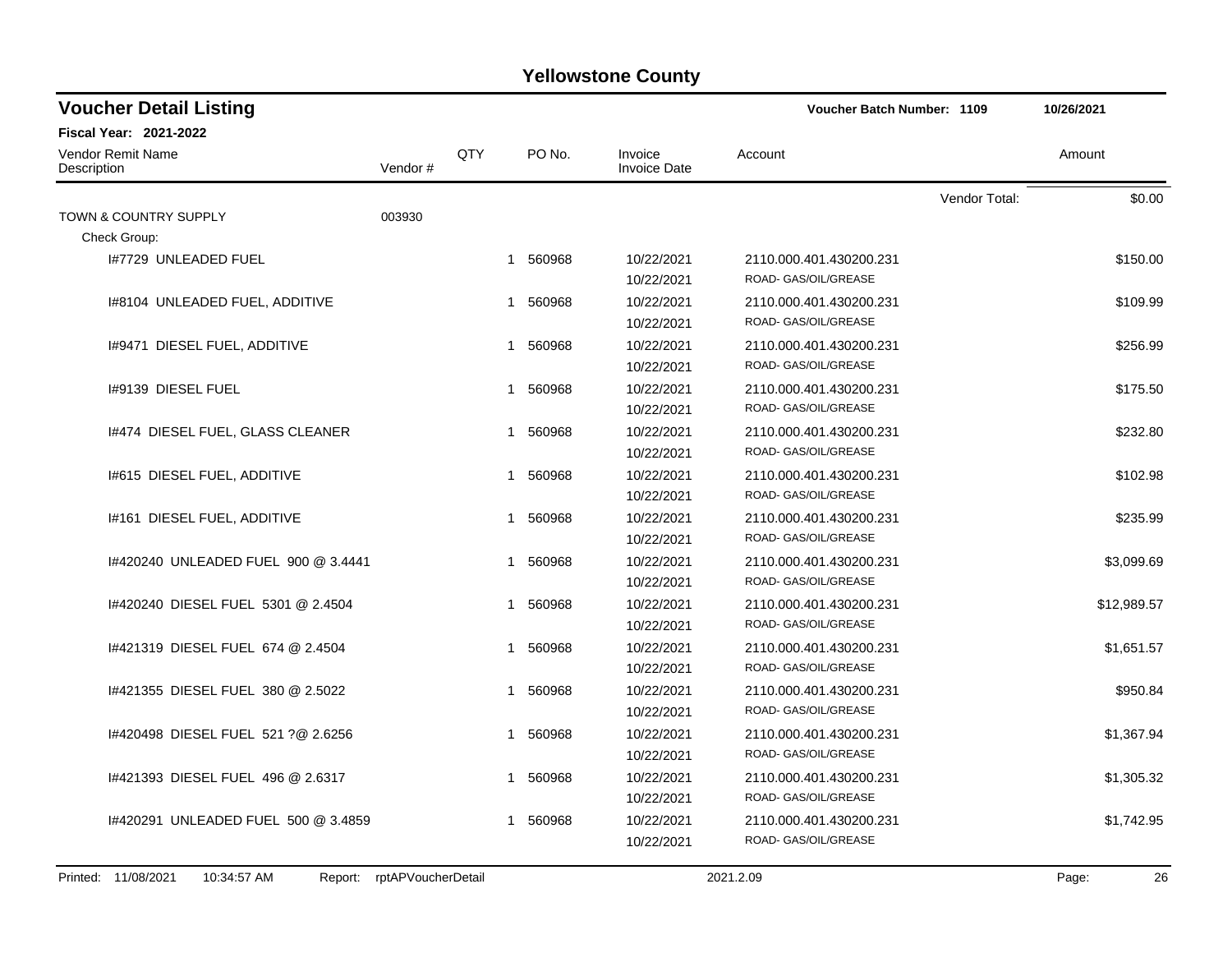# Yellowstone County

## Voucher Detail Listing

**Voucher Batch Number: 1109** 10/26/2021

**Fiscal Year: 2021-2022**

| Vendor Remit Name / Description | Vendor # | QTY | PO No. | Invoice / Invoice Date | Account | Amount |
|---|---|---|---|---|---|---|
| | | | | | Vendor Total: | $0.00 |
| TOWN & COUNTRY SUPPLY | 003930 | | | | | |
| Check Group: | | | | | | |
| I#7729 UNLEADED FUEL | | 1 | 560968 | 10/22/2021<br>10/22/2021 | 2110.000.401.430200.231<br>ROAD- GAS/OIL/GREASE | $150.00 |
| I#8104 UNLEADED FUEL, ADDITIVE | | 1 | 560968 | 10/22/2021<br>10/22/2021 | 2110.000.401.430200.231<br>ROAD- GAS/OIL/GREASE | $109.99 |
| I#9471 DIESEL FUEL, ADDITIVE | | 1 | 560968 | 10/22/2021<br>10/22/2021 | 2110.000.401.430200.231<br>ROAD- GAS/OIL/GREASE | $256.99 |
| I#9139 DIESEL FUEL | | 1 | 560968 | 10/22/2021<br>10/22/2021 | 2110.000.401.430200.231<br>ROAD- GAS/OIL/GREASE | $175.50 |
| I#474 DIESEL FUEL, GLASS CLEANER | | 1 | 560968 | 10/22/2021<br>10/22/2021 | 2110.000.401.430200.231<br>ROAD- GAS/OIL/GREASE | $232.80 |
| I#615 DIESEL FUEL, ADDITIVE | | 1 | 560968 | 10/22/2021<br>10/22/2021 | 2110.000.401.430200.231<br>ROAD- GAS/OIL/GREASE | $102.98 |
| I#161 DIESEL FUEL, ADDITIVE | | 1 | 560968 | 10/22/2021<br>10/22/2021 | 2110.000.401.430200.231<br>ROAD- GAS/OIL/GREASE | $235.99 |
| I#420240 UNLEADED FUEL 900 @ 3.4441 | | 1 | 560968 | 10/22/2021<br>10/22/2021 | 2110.000.401.430200.231<br>ROAD- GAS/OIL/GREASE | $3,099.69 |
| I#420240 DIESEL FUEL 5301 @ 2.4504 | | 1 | 560968 | 10/22/2021<br>10/22/2021 | 2110.000.401.430200.231<br>ROAD- GAS/OIL/GREASE | $12,989.57 |
| I#421319 DIESEL FUEL 674 @ 2.4504 | | 1 | 560968 | 10/22/2021<br>10/22/2021 | 2110.000.401.430200.231<br>ROAD- GAS/OIL/GREASE | $1,651.57 |
| I#421355 DIESEL FUEL 380 @ 2.5022 | | 1 | 560968 | 10/22/2021<br>10/22/2021 | 2110.000.401.430200.231<br>ROAD- GAS/OIL/GREASE | $950.84 |
| I#420498 DIESEL FUEL 521 ?@ 2.6256 | | 1 | 560968 | 10/22/2021<br>10/22/2021 | 2110.000.401.430200.231<br>ROAD- GAS/OIL/GREASE | $1,367.94 |
| I#421393 DIESEL FUEL 496 @ 2.6317 | | 1 | 560968 | 10/22/2021<br>10/22/2021 | 2110.000.401.430200.231<br>ROAD- GAS/OIL/GREASE | $1,305.32 |
| I#420291 UNLEADED FUEL 500 @ 3.4859 | | 1 | 560968 | 10/22/2021<br>10/22/2021 | 2110.000.401.430200.231<br>ROAD- GAS/OIL/GREASE | $1,742.95 |

Printed: 11/08/2021 10:34:57 AM Report: rptAPVoucherDetail 2021.2.09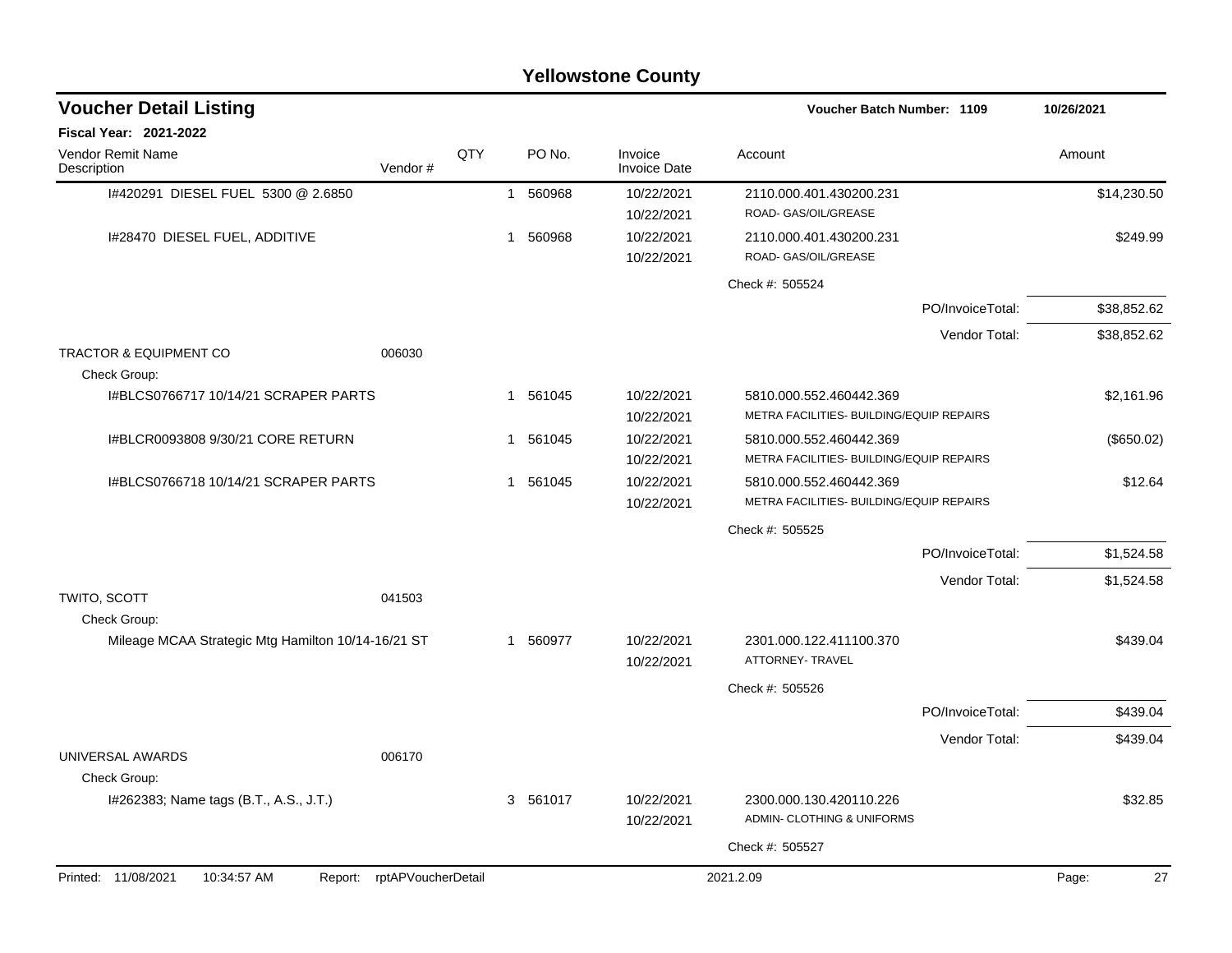# Yellowstone County

## Voucher Detail Listing

**Voucher Batch Number: 1109** 10/26/2021

**Fiscal Year: 2021-2022**

| Vendor Remit Name / Description | Vendor # | QTY | PO No. | Invoice / Invoice Date | Account | Amount |
|---|---|---|---|---|---|---|
| I#420291 DIESEL FUEL 5300 @ 2.6850 | | 1 | 560968 | 10/22/2021<br>10/22/2021 | 2110.000.401.430200.231<br>ROAD- GAS/OIL/GREASE | $14,230.50 |
| I#28470 DIESEL FUEL, ADDITIVE | | 1 | 560968 | 10/22/2021<br>10/22/2021 | 2110.000.401.430200.231<br>ROAD- GAS/OIL/GREASE | $249.99 |
| | | | | | Check #: 505524 | |
| | | | | | PO/InvoiceTotal: | $38,852.62 |
| | | | | | Vendor Total: | $38,852.62 |
| TRACTOR & EQUIPMENT CO | 006030 | | | | | |
| Check Group: | | | | | | |
| I#BLCS0766717 10/14/21 SCRAPER PARTS | | 1 | 561045 | 10/22/2021<br>10/22/2021 | 5810.000.552.460442.369<br>METRA FACILITIES- BUILDING/EQUIP REPAIRS | $2,161.96 |
| I#BLCR0093808 9/30/21 CORE RETURN | | 1 | 561045 | 10/22/2021<br>10/22/2021 | 5810.000.552.460442.369<br>METRA FACILITIES- BUILDING/EQUIP REPAIRS | ($650.02) |
| I#BLCS0766718 10/14/21 SCRAPER PARTS | | 1 | 561045 | 10/22/2021<br>10/22/2021 | 5810.000.552.460442.369<br>METRA FACILITIES- BUILDING/EQUIP REPAIRS | $12.64 |
| | | | | | Check #: 505525 | |
| | | | | | PO/InvoiceTotal: | $1,524.58 |
| | | | | | Vendor Total: | $1,524.58 |
| TWITO, SCOTT | 041503 | | | | | |
| Check Group: | | | | | | |
| Mileage MCAA Strategic Mtg Hamilton 10/14-16/21 ST | | 1 | 560977 | 10/22/2021<br>10/22/2021 | 2301.000.122.411100.370<br>ATTORNEY- TRAVEL | $439.04 |
| | | | | | Check #: 505526 | |
| | | | | | PO/InvoiceTotal: | $439.04 |
| | | | | | Vendor Total: | $439.04 |
| UNIVERSAL AWARDS | 006170 | | | | | |
| Check Group: | | | | | | |
| I#262383; Name tags (B.T., A.S., J.T.) | | 3 | 561017 | 10/22/2021<br>10/22/2021 | 2300.000.130.420110.226<br>ADMIN- CLOTHING & UNIFORMS | $32.85 |
| | | | | | Check #: 505527 | |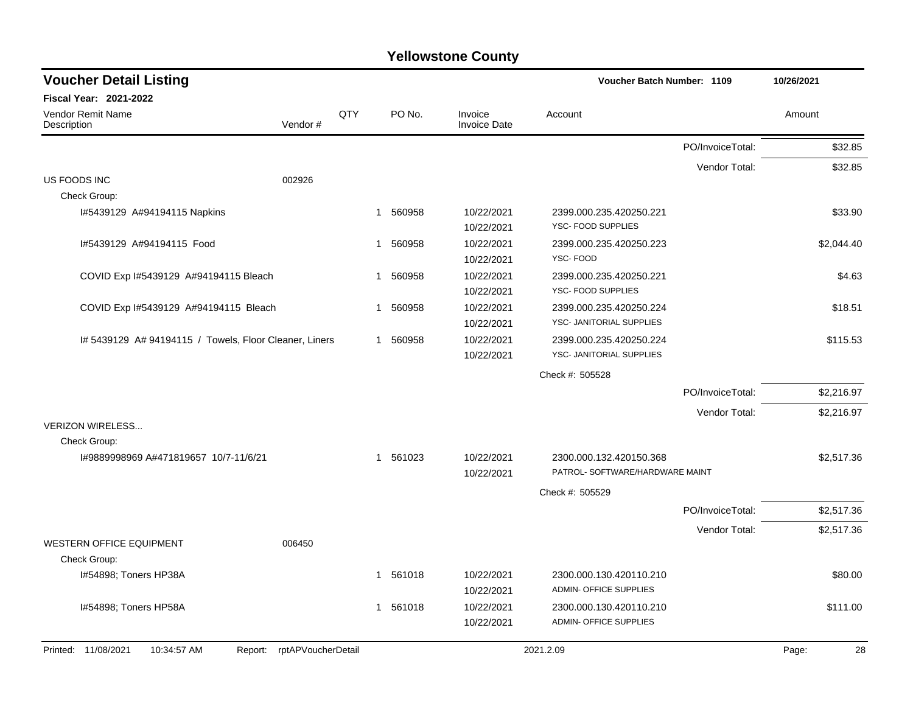# Yellowstone County

## Voucher Detail Listing

**Voucher Batch Number: 1109** 10/26/2021

**Fiscal Year: 2021-2022**

| Vendor Remit Name / Description | Vendor # | QTY | PO No. | Invoice / Invoice Date | Account | Amount |
|---|---|---|---|---|---|---|
| | | | | | PO/InvoiceTotal: | $32.85 |
| | | | | | Vendor Total: | $32.85 |
| US FOODS INC | 002926 | | | | | |
| Check Group: | | | | | | |
| I#5439129 A#94194115 Napkins | | 1 | 560958 | 10/22/2021<br>10/22/2021 | 2399.000.235.420250.221<br>YSC- FOOD SUPPLIES | $33.90 |
| I#5439129 A#94194115 Food | | 1 | 560958 | 10/22/2021<br>10/22/2021 | 2399.000.235.420250.223<br>YSC- FOOD | $2,044.40 |
| COVID Exp I#5439129 A#94194115 Bleach | | 1 | 560958 | 10/22/2021<br>10/22/2021 | 2399.000.235.420250.221<br>YSC- FOOD SUPPLIES | $4.63 |
| COVID Exp I#5439129 A#94194115 Bleach | | 1 | 560958 | 10/22/2021<br>10/22/2021 | 2399.000.235.420250.224<br>YSC- JANITORIAL SUPPLIES | $18.51 |
| I# 5439129 A# 94194115 / Towels, Floor Cleaner, Liners | | 1 | 560958 | 10/22/2021<br>10/22/2021 | 2399.000.235.420250.224<br>YSC- JANITORIAL SUPPLIES | $115.53 |
| | | | | | Check #: 505528 | |
| | | | | | PO/InvoiceTotal: | $2,216.97 |
| | | | | | Vendor Total: | $2,216.97 |
| VERIZON WIRELESS... | | | | | | |
| Check Group: | | | | | | |
| I#9889998969 A#471819657 10/7-11/6/21 | | 1 | 561023 | 10/22/2021<br>10/22/2021 | 2300.000.132.420150.368<br>PATROL- SOFTWARE/HARDWARE MAINT | $2,517.36 |
| | | | | | Check #: 505529 | |
| | | | | | PO/InvoiceTotal: | $2,517.36 |
| | | | | | Vendor Total: | $2,517.36 |
| WESTERN OFFICE EQUIPMENT | 006450 | | | | | |
| Check Group: | | | | | | |
| I#54898; Toners HP38A | | 1 | 561018 | 10/22/2021<br>10/22/2021 | 2300.000.130.420110.210<br>ADMIN- OFFICE SUPPLIES | $80.00 |
| I#54898; Toners HP58A | | 1 | 561018 | 10/22/2021<br>10/22/2021 | 2300.000.130.420110.210<br>ADMIN- OFFICE SUPPLIES | $111.00 |

Printed: 11/08/2021 10:34:57 AM Report: rptAPVoucherDetail 2021.2.09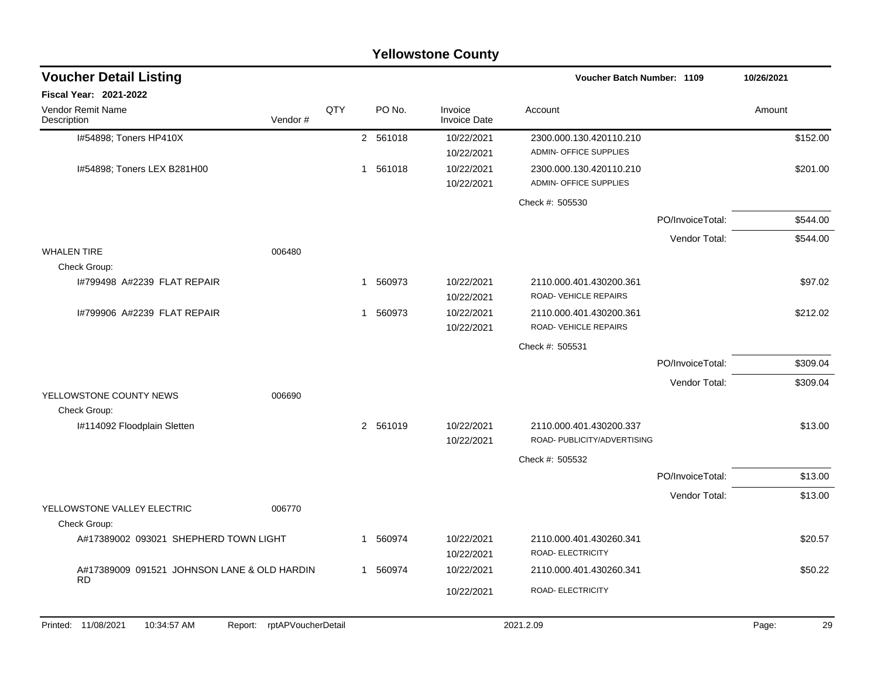# Yellowstone County

## Voucher Detail Listing

**Voucher Batch Number: 1109** | **10/26/2021**

**Fiscal Year: 2021-2022**

| Vendor Remit Name / Description | Vendor # | QTY | PO No. | Invoice / Invoice Date | Account | Amount |
|---|---|---|---|---|---|---|
| I#54898; Toners HP410X | | 2 | 561018 | 10/22/2021<br>10/22/2021 | 2300.000.130.420110.210<br>ADMIN- OFFICE SUPPLIES | $152.00 |
| I#54898; Toners LEX B281H00 | | 1 | 561018 | 10/22/2021<br>10/22/2021 | 2300.000.130.420110.210<br>ADMIN- OFFICE SUPPLIES | $201.00 |
| | | | | | Check #: 505530 | |
| | | | | | PO/InvoiceTotal: | $544.00 |
| | | | | | Vendor Total: | $544.00 |
| WHALEN TIRE | 006480 | | | | | |
| Check Group: | | | | | | |
| I#799498 A#2239 FLAT REPAIR | | 1 | 560973 | 10/22/2021<br>10/22/2021 | 2110.000.401.430200.361<br>ROAD- VEHICLE REPAIRS | $97.02 |
| I#799906 A#2239 FLAT REPAIR | | 1 | 560973 | 10/22/2021<br>10/22/2021 | 2110.000.401.430200.361<br>ROAD- VEHICLE REPAIRS | $212.02 |
| | | | | | Check #: 505531 | |
| | | | | | PO/InvoiceTotal: | $309.04 |
| | | | | | Vendor Total: | $309.04 |
| YELLOWSTONE COUNTY NEWS | 006690 | | | | | |
| Check Group: | | | | | | |
| I#114092 Floodplain Sletten | | 2 | 561019 | 10/22/2021<br>10/22/2021 | 2110.000.401.430200.337<br>ROAD- PUBLICITY/ADVERTISING | $13.00 |
| | | | | | Check #: 505532 | |
| | | | | | PO/InvoiceTotal: | $13.00 |
| | | | | | Vendor Total: | $13.00 |
| YELLOWSTONE VALLEY ELECTRIC | 006770 | | | | | |
| Check Group: | | | | | | |
| A#17389002 093021 SHEPHERD TOWN LIGHT | | 1 | 560974 | 10/22/2021<br>10/22/2021 | 2110.000.401.430260.341<br>ROAD- ELECTRICITY | $20.57 |
| A#17389009 091521 JOHNSON LANE & OLD HARDIN RD | | 1 | 560974 | 10/22/2021<br>10/22/2021 | 2110.000.401.430260.341<br>ROAD- ELECTRICITY | $50.22 |

Printed: 11/08/2021 10:34:57 AM Report: rptAPVoucherDetail 2021.2.09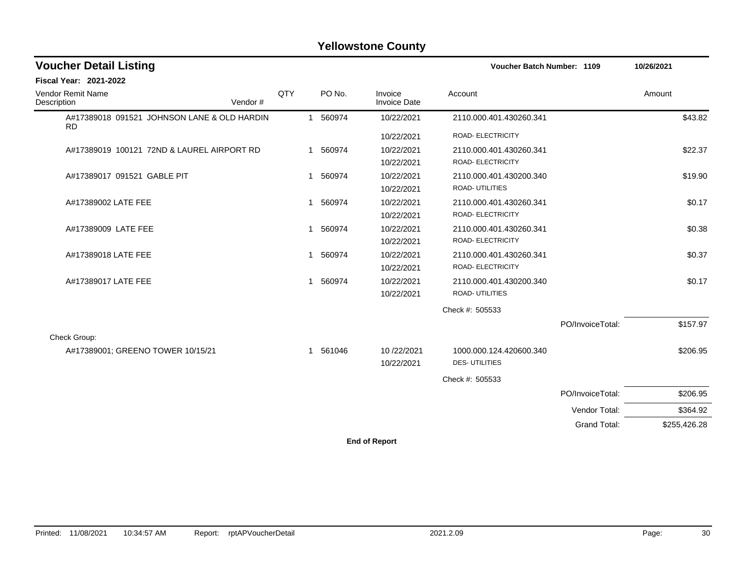# Yellowstone County

## Voucher Detail Listing

**Voucher Batch Number: 1109** 10/26/2021

**Fiscal Year: 2021-2022**

| Vendor Remit Name / Description | Vendor # | QTY | PO No. | Invoice / Invoice Date | Account | | Amount |
|---|---|---|---|---|---|---|---|
| A#17389018 091521 JOHNSON LANE & OLD HARDIN RD | | 1 | 560974 | 10/22/2021 | 2110.000.401.430260.341 | | $43.82 |
| | | | | 10/22/2021 | ROAD- ELECTRICITY | | |
| A#17389019 100121 72ND & LAUREL AIRPORT RD | | 1 | 560974 | 10/22/2021 | 2110.000.401.430260.341 | | $22.37 |
| | | | | 10/22/2021 | ROAD- ELECTRICITY | | |
| A#17389017 091521 GABLE PIT | | 1 | 560974 | 10/22/2021 | 2110.000.401.430200.340 | | $19.90 |
| | | | | 10/22/2021 | ROAD- UTILITIES | | |
| A#17389002 LATE FEE | | 1 | 560974 | 10/22/2021 | 2110.000.401.430260.341 | | $0.17 |
| | | | | 10/22/2021 | ROAD- ELECTRICITY | | |
| A#17389009 LATE FEE | | 1 | 560974 | 10/22/2021 | 2110.000.401.430260.341 | | $0.38 |
| | | | | 10/22/2021 | ROAD- ELECTRICITY | | |
| A#17389018 LATE FEE | | 1 | 560974 | 10/22/2021 | 2110.000.401.430260.341 | | $0.37 |
| | | | | 10/22/2021 | ROAD- ELECTRICITY | | |
| A#17389017 LATE FEE | | 1 | 560974 | 10/22/2021 | 2110.000.401.430200.340 | | $0.17 |
| | | | | 10/22/2021 | ROAD- UTILITIES | | |
| | | | | | Check #: 505533 | | |
| | | | | | | PO/InvoiceTotal: | $157.97 |
| Check Group: | | | | | | | |
| A#17389001; GREENO TOWER 10/15/21 | | 1 | 561046 | 10 /22/2021 | 1000.000.124.420600.340 | | $206.95 |
| | | | | 10/22/2021 | DES- UTILITIES | | |
| | | | | | Check #: 505533 | | |
| | | | | | | PO/InvoiceTotal: | $206.95 |
| | | | | | | Vendor Total: | $364.92 |
| | | | | | | Grand Total: | $255,426.28 |

**End of Report**